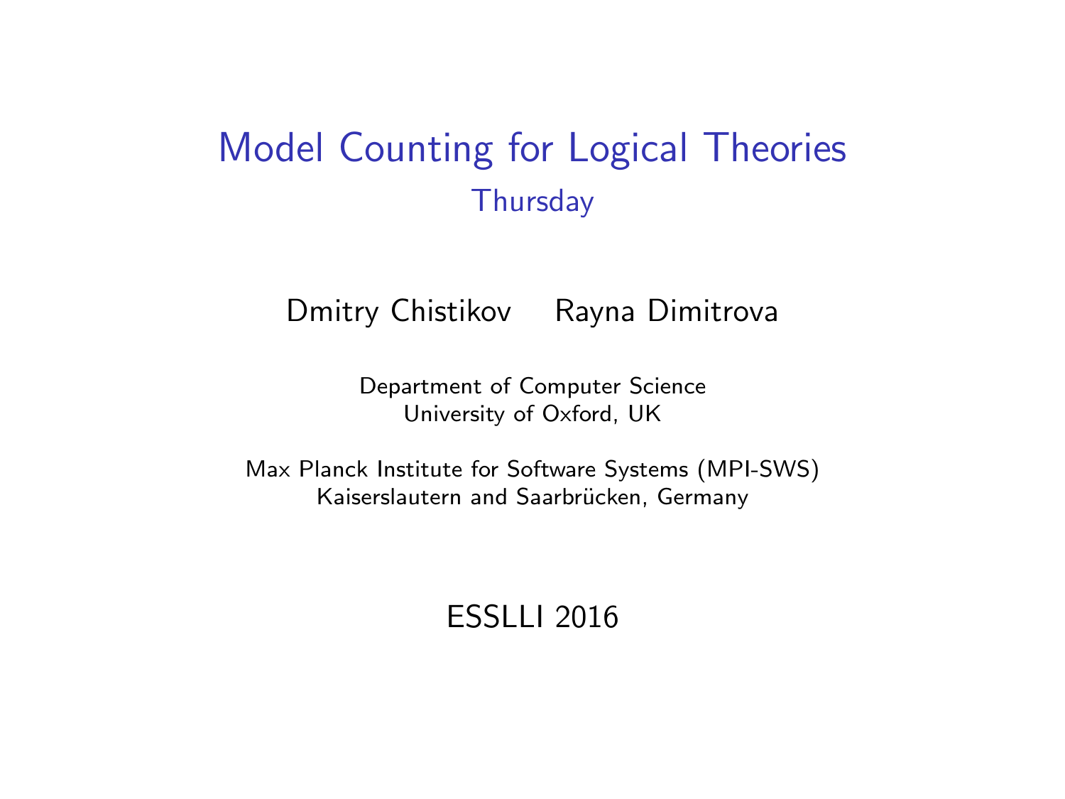# Model Counting for Logical Theories

## Thursday

Dmitry Chistikov Rayna Dimitrova

Department of Computer Science
University of Oxford, UK

Max Planck Institute for Software Systems (MPI-SWS)
Kaiserslautern and Saarbrücken, Germany

ESSLLI 2016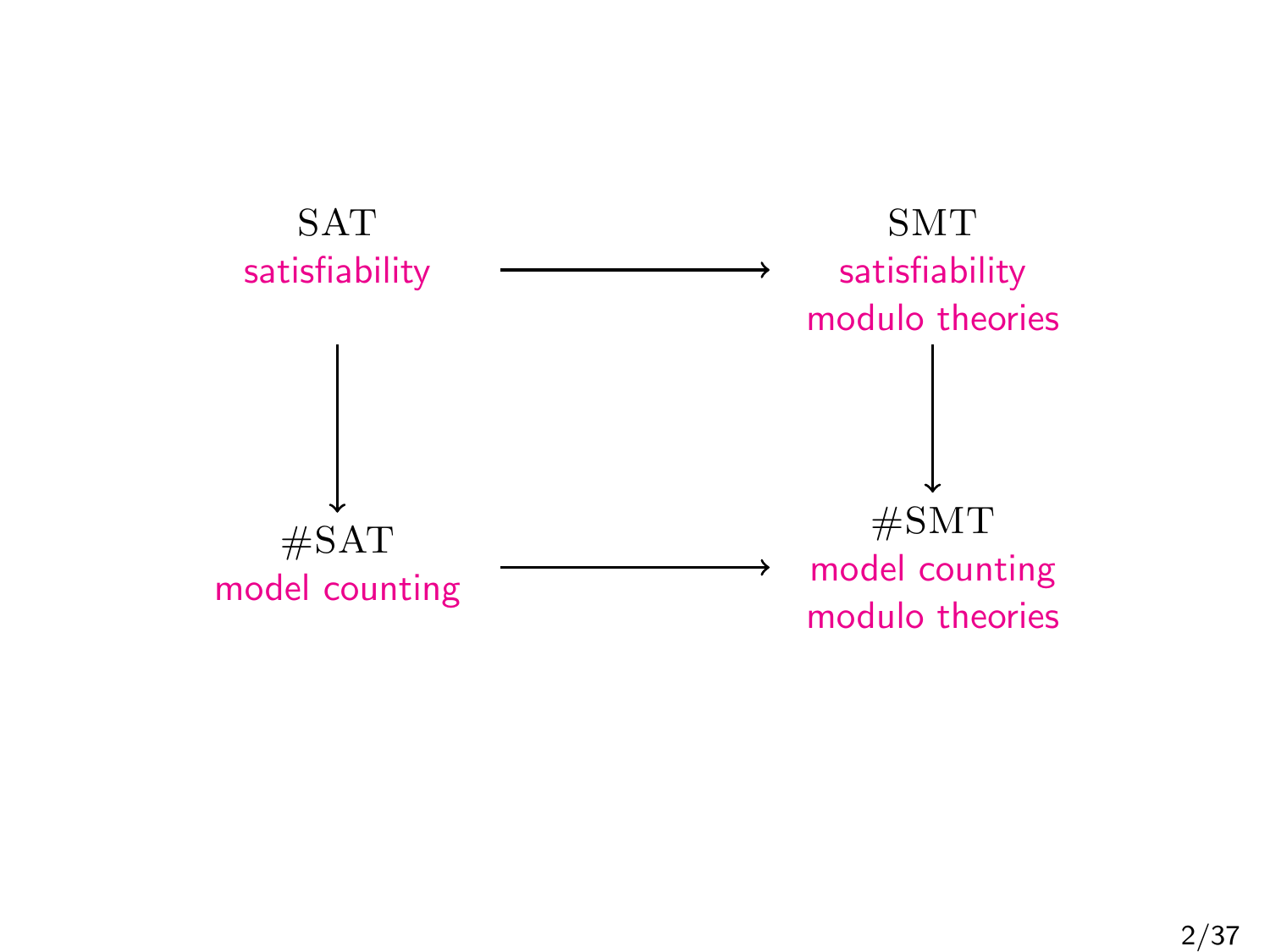SAT
satisfiability

SMT
satisfiability modulo theories

#SAT
model counting

#SMT
model counting modulo theories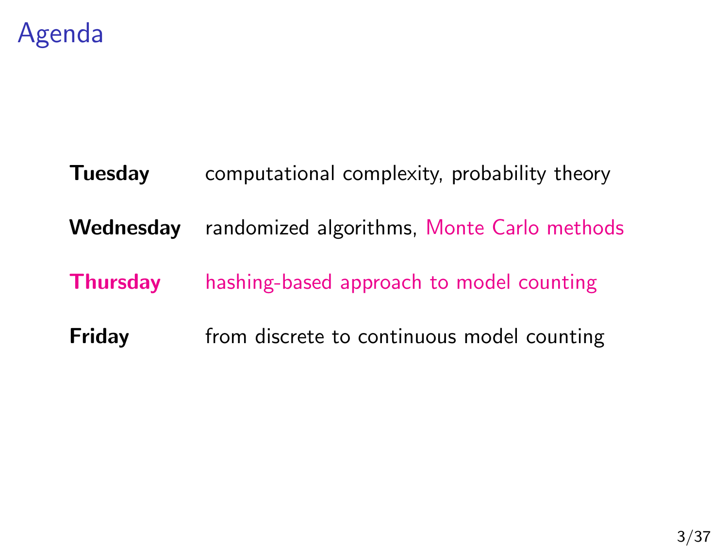# Agenda

| | |
|---|---|
| **Tuesday** | computational complexity, probability theory |
| **Wednesday** | randomized algorithms, Monte Carlo methods |
| **Thursday** | hashing-based approach to model counting |
| **Friday** | from discrete to continuous model counting |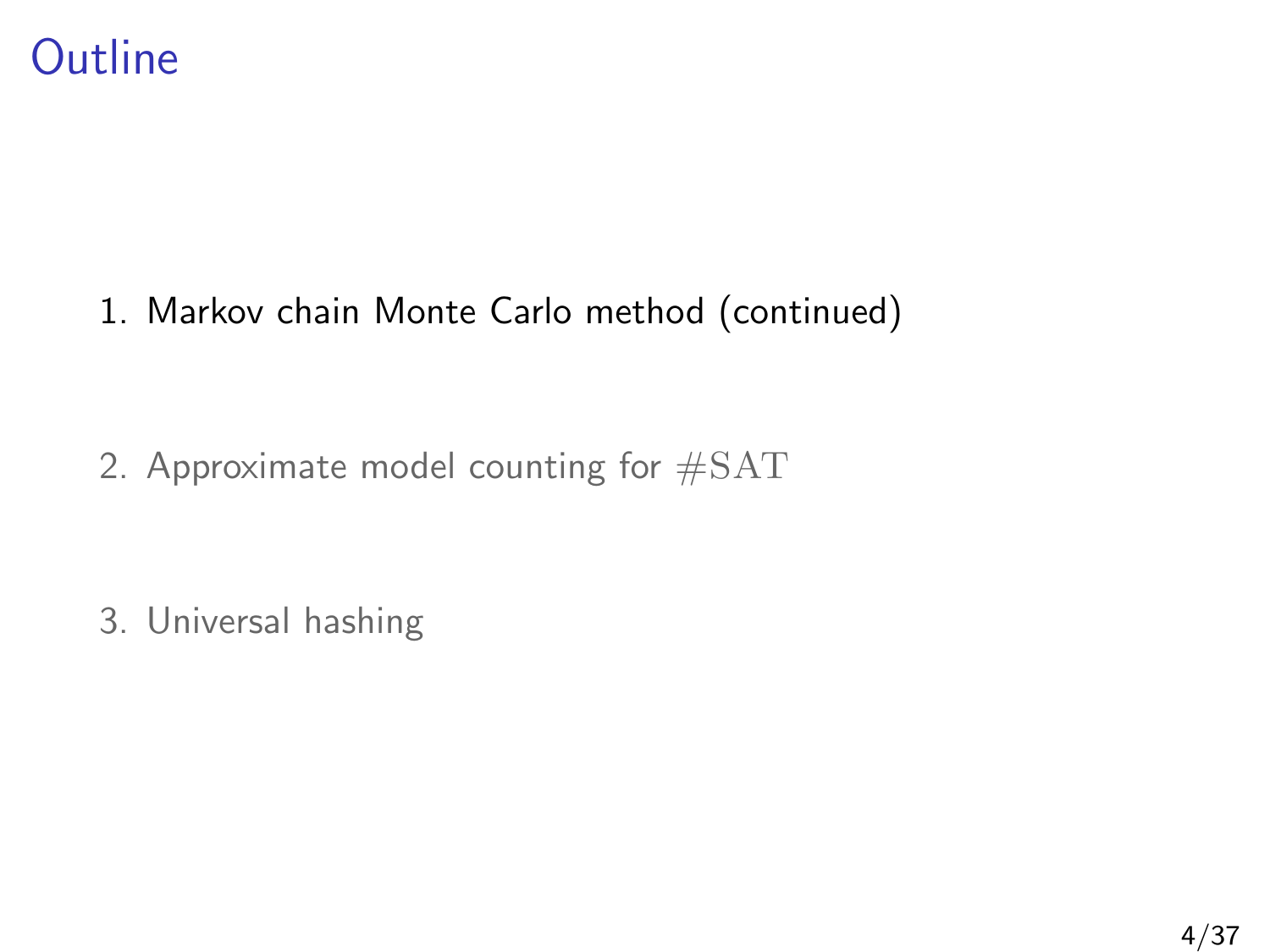# Outline

1. Markov chain Monte Carlo method (continued)

2. Approximate model counting for $\#\mathrm{SAT}$

3. Universal hashing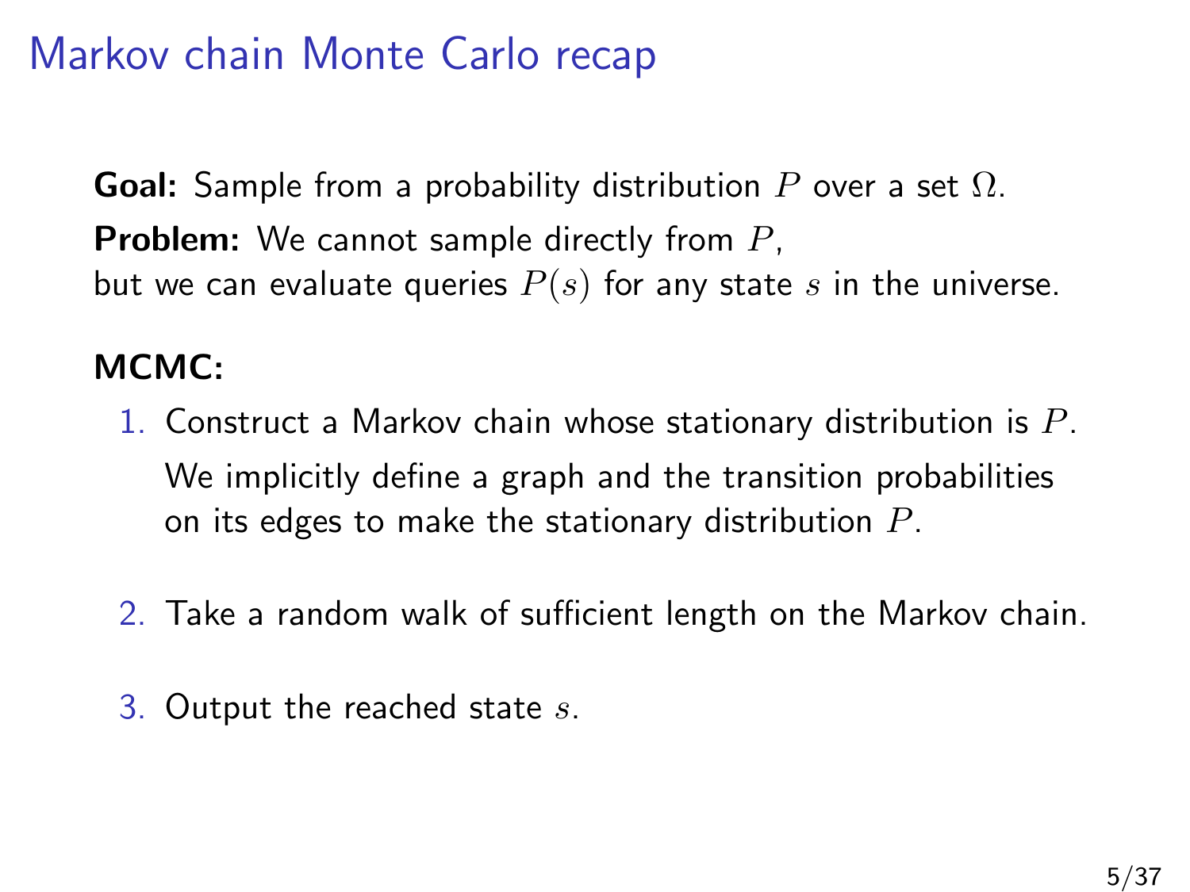# Markov chain Monte Carlo recap

**Goal:** Sample from a probability distribution $P$ over a set $\Omega$.

**Problem:** We cannot sample directly from $P$,
but we can evaluate queries $P(s)$ for any state $s$ in the universe.

**MCMC:**

1. Construct a Markov chain whose stationary distribution is $P$.

   We implicitly define a graph and the transition probabilities on its edges to make the stationary distribution $P$.

2. Take a random walk of sufficient length on the Markov chain.

3. Output the reached state $s$.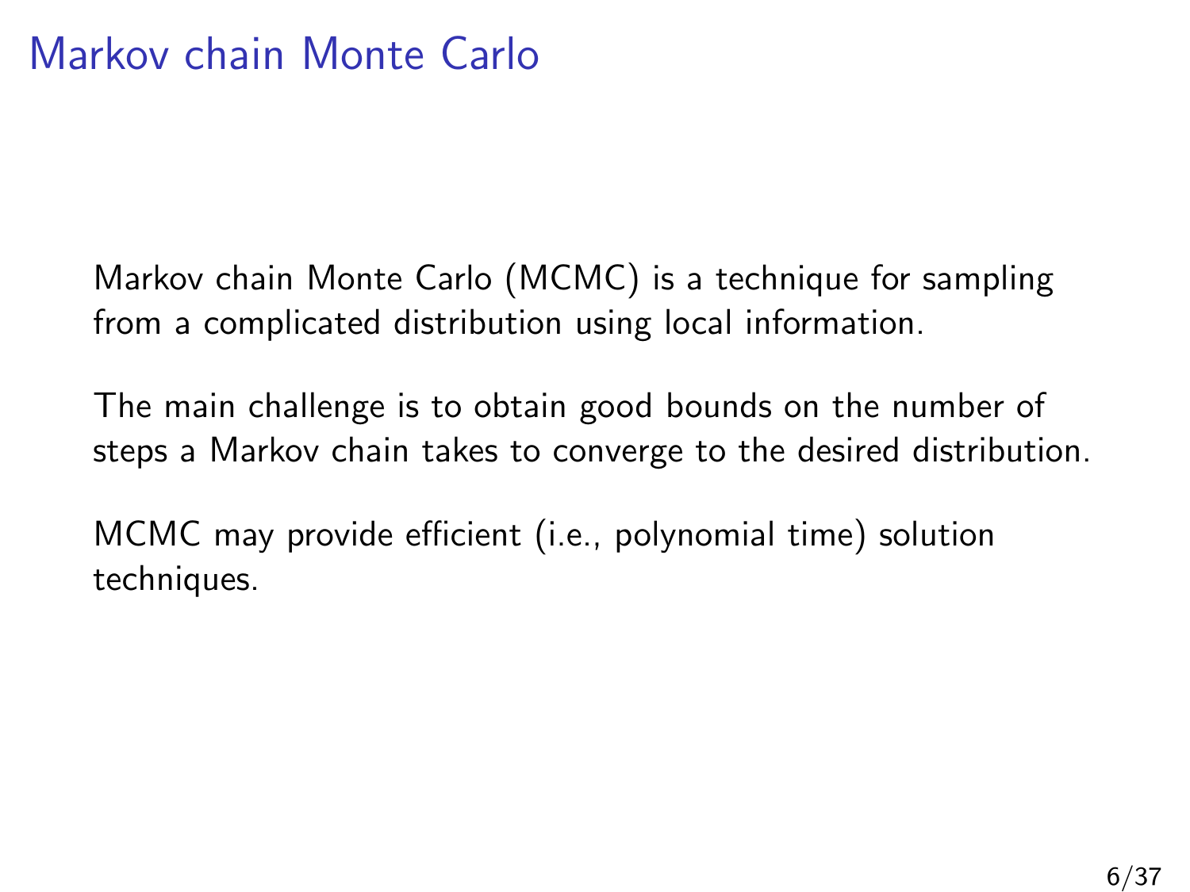# Markov chain Monte Carlo

Markov chain Monte Carlo (MCMC) is a technique for sampling from a complicated distribution using local information.

The main challenge is to obtain good bounds on the number of steps a Markov chain takes to converge to the desired distribution.

MCMC may provide efficient (i.e., polynomial time) solution techniques.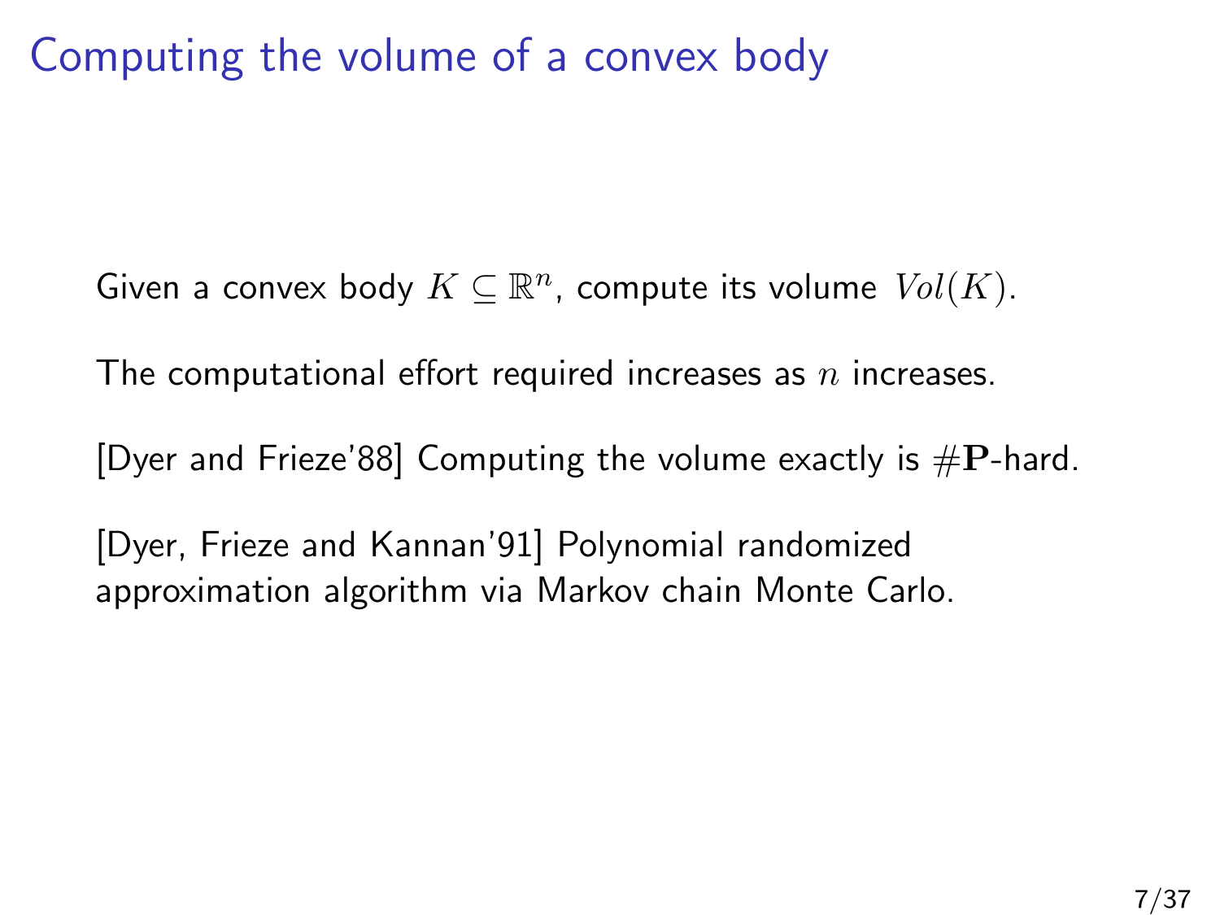# Computing the volume of a convex body

Given a convex body $K \subseteq \mathbb{R}^n$, compute its volume $Vol(K)$.

The computational effort required increases as $n$ increases.

[Dyer and Frieze'88] Computing the volume exactly is $\#\mathbf{P}$-hard.

[Dyer, Frieze and Kannan'91] Polynomial randomized approximation algorithm via Markov chain Monte Carlo.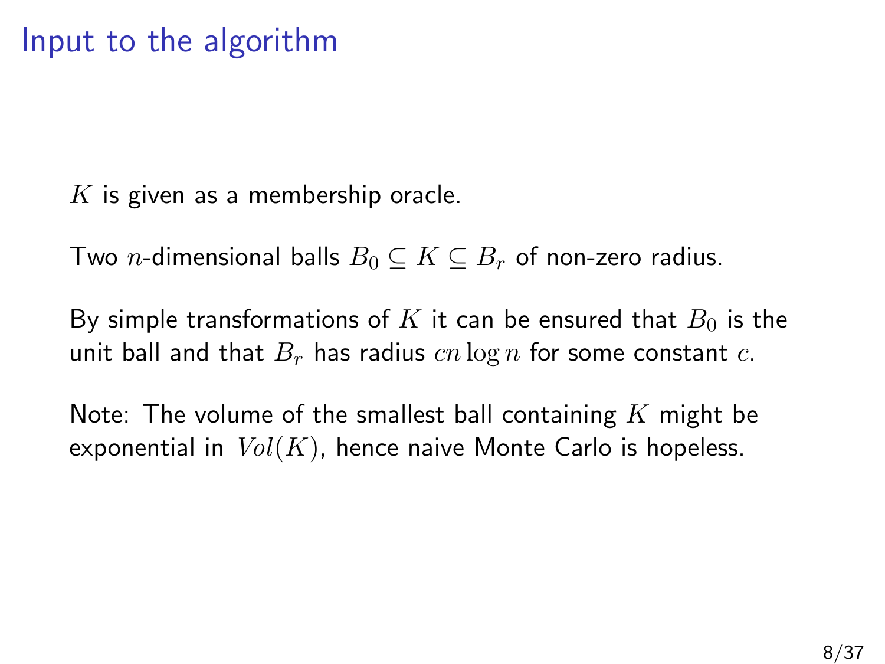# Input to the algorithm

$K$ is given as a membership oracle.

Two $n$-dimensional balls $B_0 \subseteq K \subseteq B_r$ of non-zero radius.

By simple transformations of $K$ it can be ensured that $B_0$ is the unit ball and that $B_r$ has radius $cn \log n$ for some constant $c$.

Note: The volume of the smallest ball containing $K$ might be exponential in $Vol(K)$, hence naive Monte Carlo is hopeless.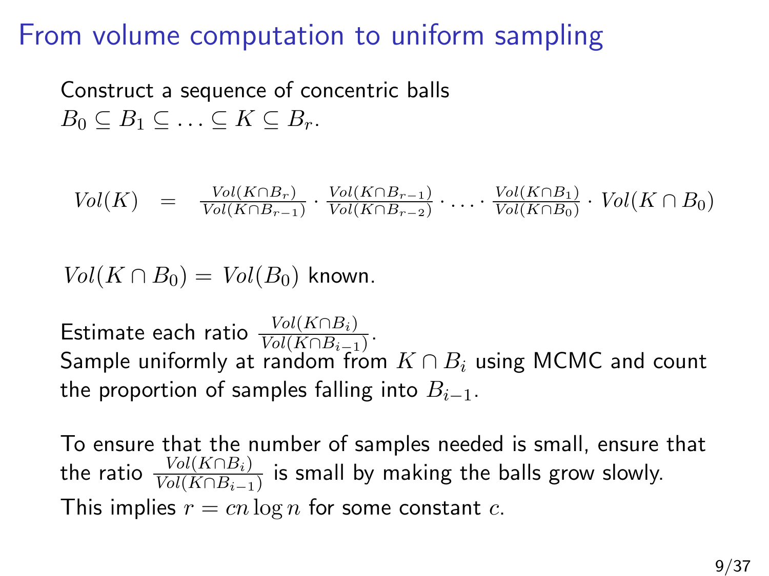# From volume computation to uniform sampling

Construct a sequence of concentric balls
$B_0 \subseteq B_1 \subseteq \ldots \subseteq K \subseteq B_r$.

$$Vol(K) \;=\; \frac{Vol(K\cap B_r)}{Vol(K\cap B_{r-1})} \cdot \frac{Vol(K\cap B_{r-1})}{Vol(K\cap B_{r-2})} \cdot \ldots \cdot \frac{Vol(K\cap B_1)}{Vol(K\cap B_0)} \cdot Vol(K \cap B_0)$$

$Vol(K \cap B_0) = Vol(B_0)$ known.

Estimate each ratio $\frac{Vol(K\cap B_i)}{Vol(K\cap B_{i-1})}$.
Sample uniformly at random from $K \cap B_i$ using MCMC and count the proportion of samples falling into $B_{i-1}$.

To ensure that the number of samples needed is small, ensure that the ratio $\frac{Vol(K\cap B_i)}{Vol(K\cap B_{i-1})}$ is small by making the balls grow slowly.
This implies $r = cn \log n$ for some constant $c$.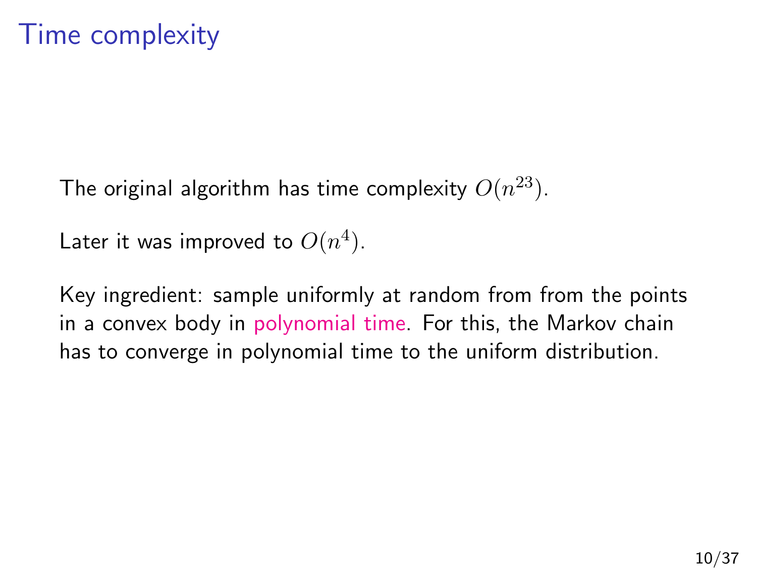# Time complexity

The original algorithm has time complexity $O(n^{23})$.

Later it was improved to $O(n^4)$.

Key ingredient: sample uniformly at random from from the points in a convex body in polynomial time. For this, the Markov chain has to converge in polynomial time to the uniform distribution.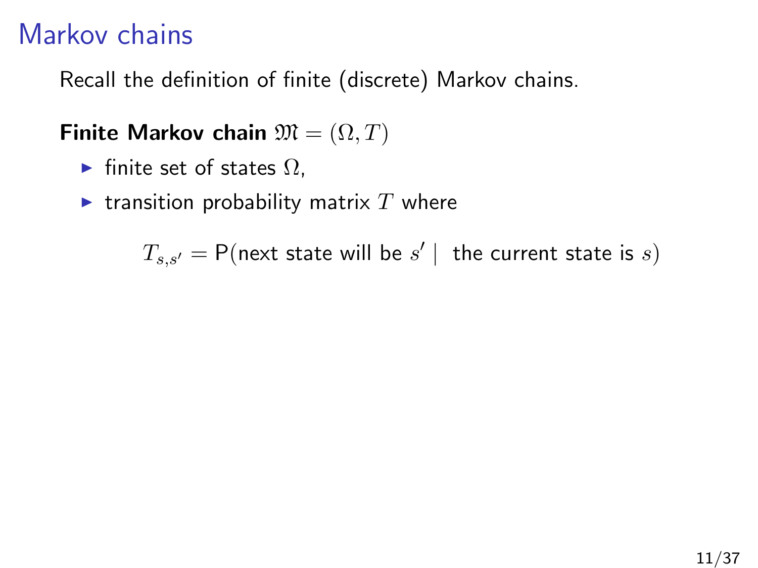# Markov chains

Recall the definition of finite (discrete) Markov chains.

**Finite Markov chain** $\mathfrak{M} = (\Omega, T)$

- finite set of states $\Omega$,
- transition probability matrix $T$ where

$$T_{s,s'} = \mathsf{P}(\text{next state will be } s' \mid \text{ the current state is } s)$$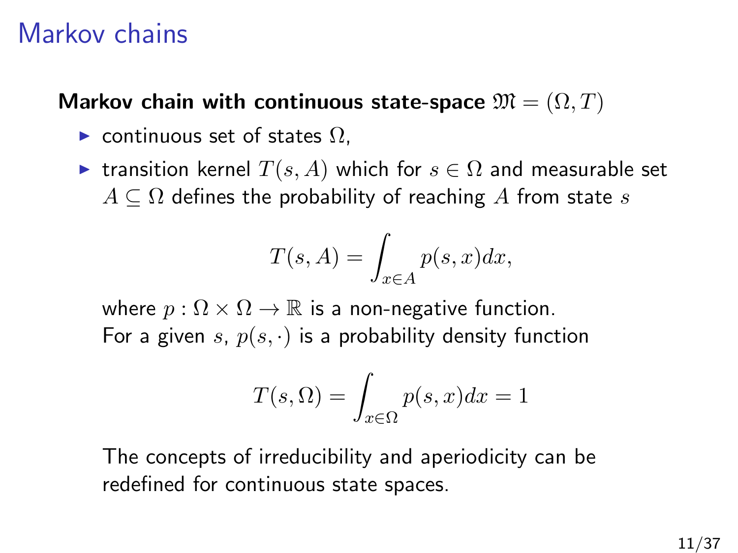# Markov chains

**Markov chain with continuous state-space $\mathfrak{M} = (\Omega, T)$**

- continuous set of states $\Omega$,
- transition kernel $T(s, A)$ which for $s \in \Omega$ and measurable set $A \subseteq \Omega$ defines the probability of reaching $A$ from state $s$

  $$T(s, A) = \int_{x \in A} p(s, x) dx,$$

  where $p : \Omega \times \Omega \to \mathbb{R}$ is a non-negative function.
  For a given $s$, $p(s, \cdot)$ is a probability density function

  $$T(s, \Omega) = \int_{x \in \Omega} p(s, x) dx = 1$$

  The concepts of irreducibility and aperiodicity can be redefined for continuous state spaces.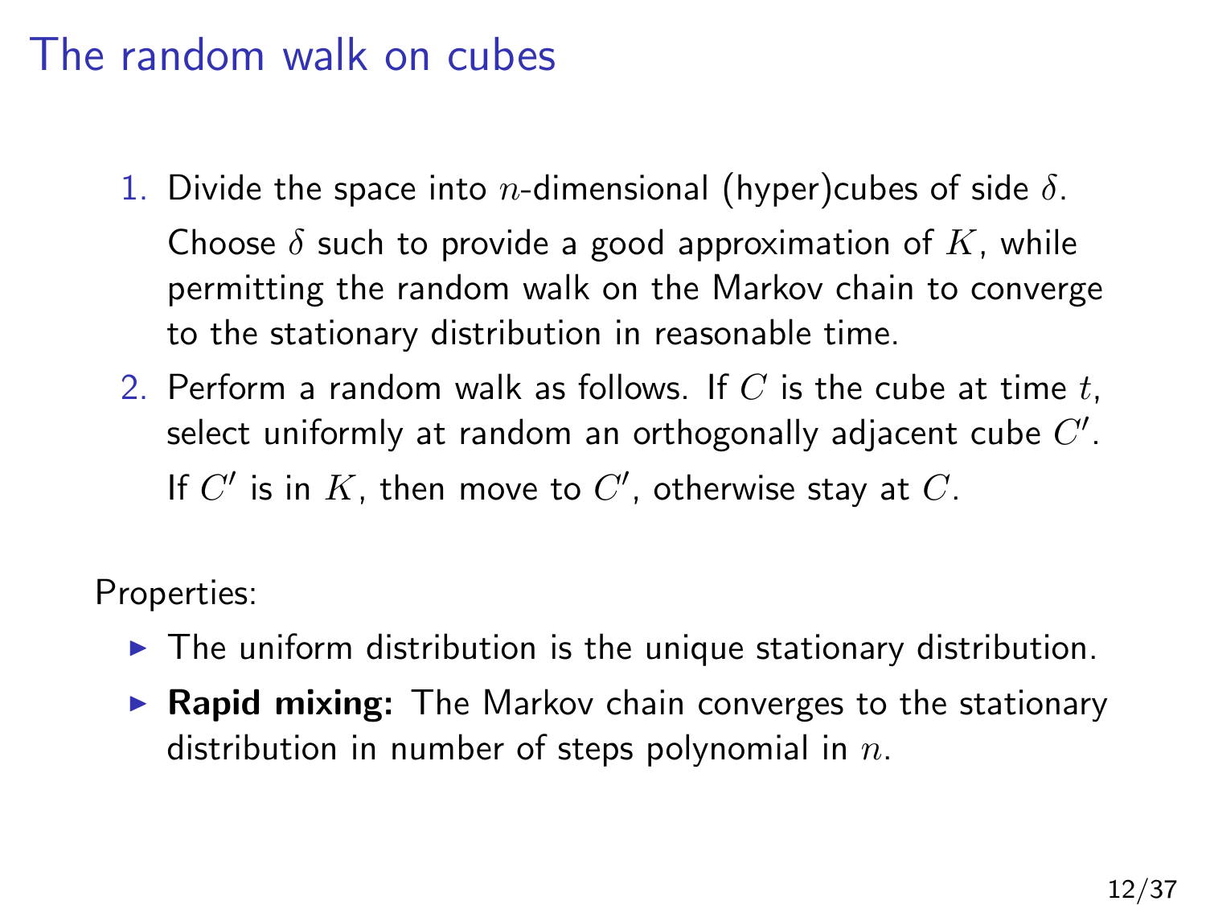# The random walk on cubes

1. Divide the space into $n$-dimensional (hyper)cubes of side $\delta$.

   Choose $\delta$ such to provide a good approximation of $K$, while permitting the random walk on the Markov chain to converge to the stationary distribution in reasonable time.

2. Perform a random walk as follows. If $C$ is the cube at time $t$, select uniformly at random an orthogonally adjacent cube $C'$.

   If $C'$ is in $K$, then move to $C'$, otherwise stay at $C$.

Properties:

- The uniform distribution is the unique stationary distribution.
- **Rapid mixing:** The Markov chain converges to the stationary distribution in number of steps polynomial in $n$.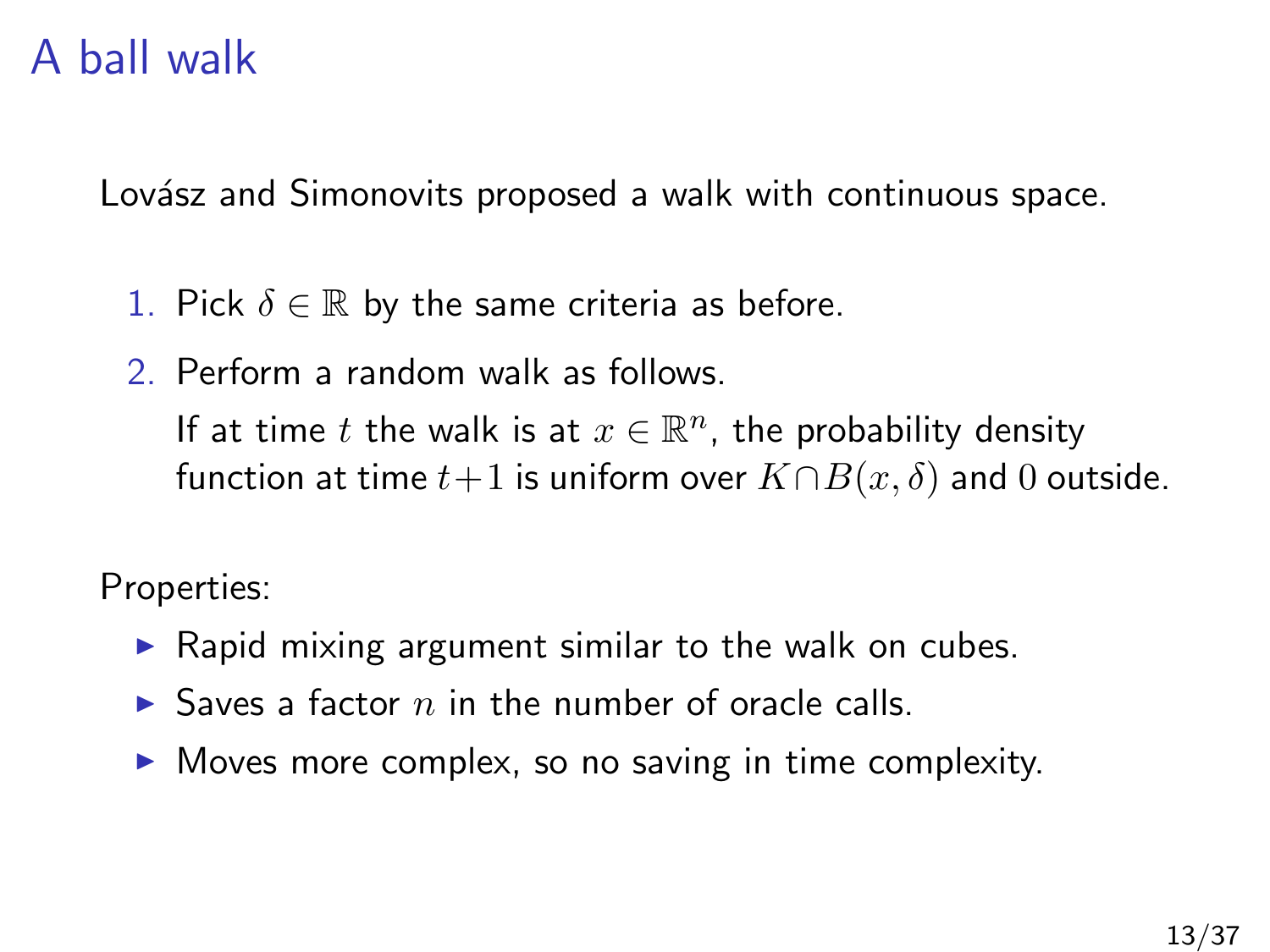# A ball walk

Lovász and Simonovits proposed a walk with continuous space.

1. Pick $\delta \in \mathbb{R}$ by the same criteria as before.
2. Perform a random walk as follows.

   If at time $t$ the walk is at $x \in \mathbb{R}^n$, the probability density function at time $t+1$ is uniform over $K \cap B(x, \delta)$ and $0$ outside.

Properties:

- Rapid mixing argument similar to the walk on cubes.
- Saves a factor $n$ in the number of oracle calls.
- Moves more complex, so no saving in time complexity.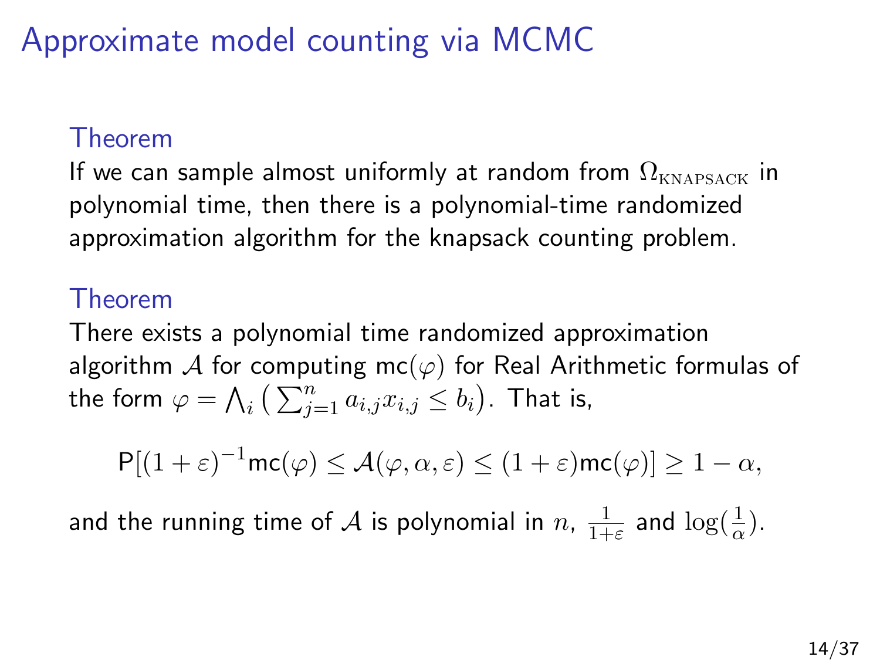# Approximate model counting via MCMC

**Theorem**

If we can sample almost uniformly at random from $\Omega_{\text{KNAPSACK}}$ in polynomial time, then there is a polynomial-time randomized approximation algorithm for the knapsack counting problem.

**Theorem**

There exists a polynomial time randomized approximation algorithm $\mathcal{A}$ for computing $\mathsf{mc}(\varphi)$ for Real Arithmetic formulas of the form $\varphi = \bigwedge_i \big( \sum_{j=1}^{n} a_{i,j} x_{i,j} \leq b_i \big)$. That is,

$$\mathsf{P}[(1+\varepsilon)^{-1}\mathsf{mc}(\varphi) \leq \mathcal{A}(\varphi, \alpha, \varepsilon) \leq (1+\varepsilon)\mathsf{mc}(\varphi)] \geq 1 - \alpha,$$

and the running time of $\mathcal{A}$ is polynomial in $n$, $\frac{1}{1+\varepsilon}$ and $\log(\frac{1}{\alpha})$.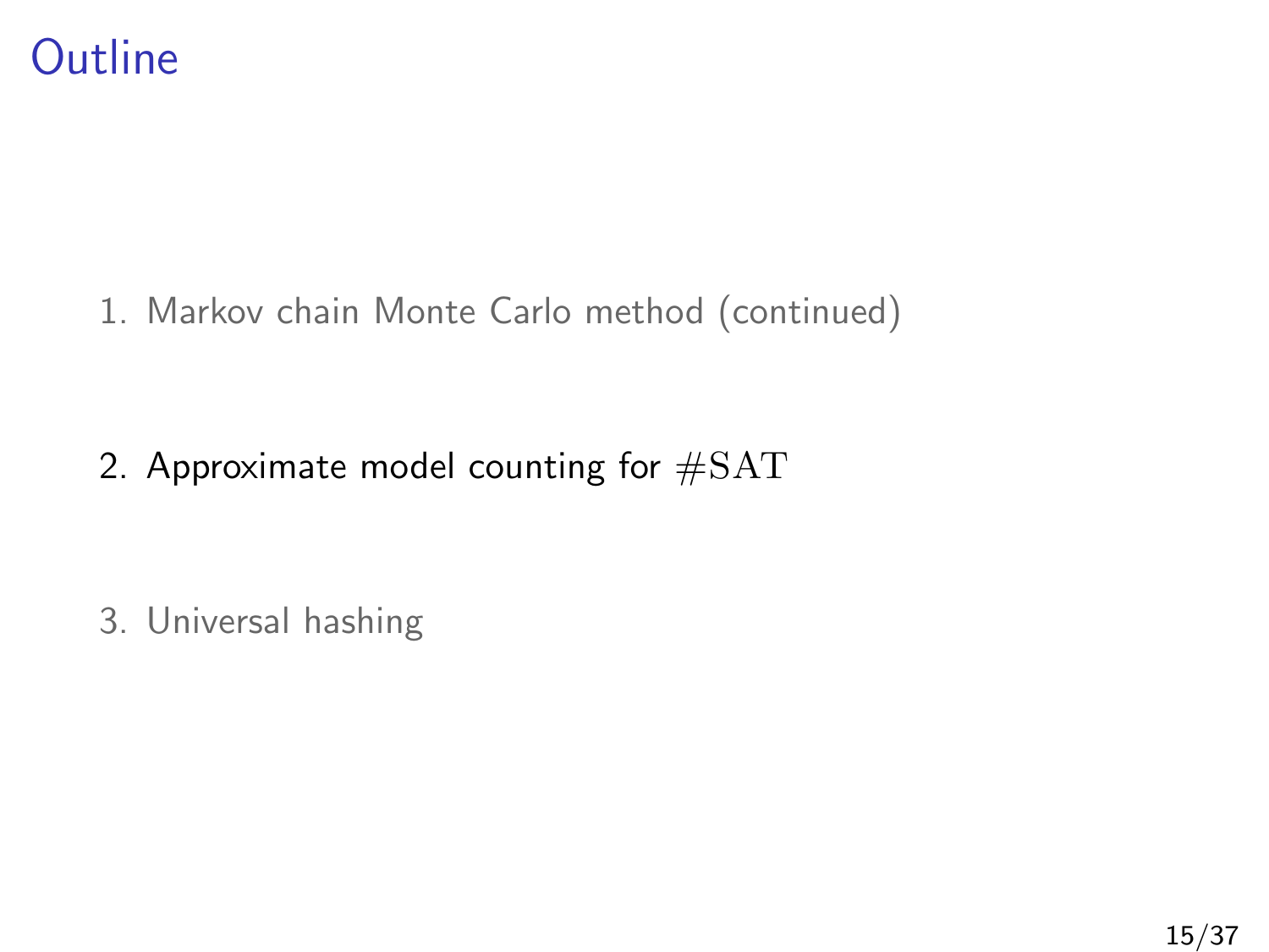# Outline

1. Markov chain Monte Carlo method (continued)

2. Approximate model counting for $\#\mathrm{SAT}$

3. Universal hashing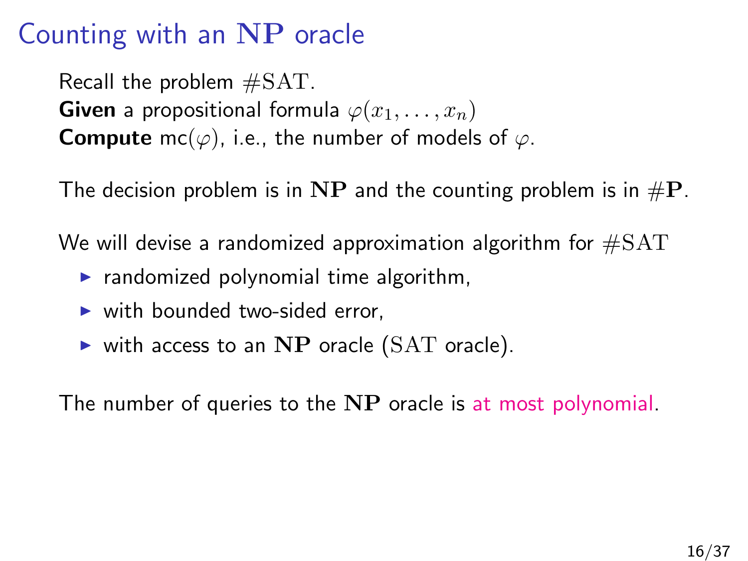# Counting with an $\mathbf{NP}$ oracle

Recall the problem $\#\mathrm{SAT}$.
**Given** a propositional formula $\varphi(x_1, \ldots, x_n)$
**Compute** $\mathsf{mc}(\varphi)$, i.e., the number of models of $\varphi$.

The decision problem is in $\mathbf{NP}$ and the counting problem is in $\#\mathbf{P}$.

We will devise a randomized approximation algorithm for $\#\mathrm{SAT}$

- randomized polynomial time algorithm,
- with bounded two-sided error,
- with access to an $\mathbf{NP}$ oracle ($\mathrm{SAT}$ oracle).

The number of queries to the $\mathbf{NP}$ oracle is at most polynomial.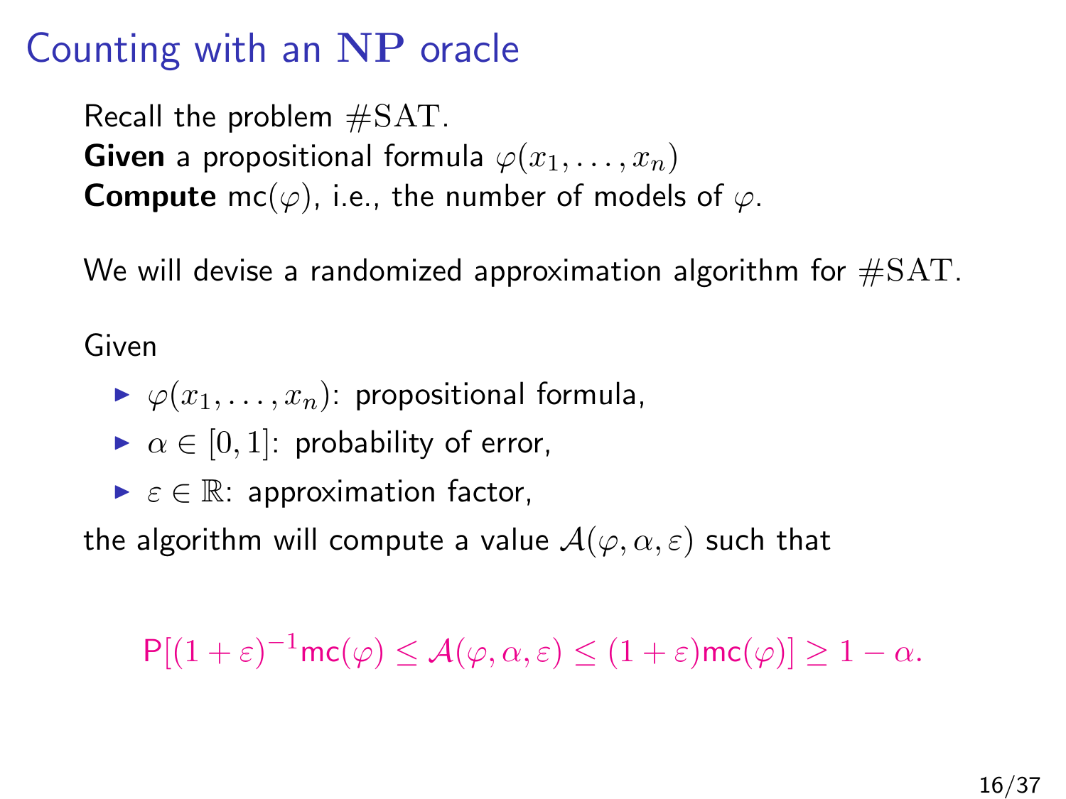# Counting with an $\mathbf{NP}$ oracle

Recall the problem $\#\mathrm{SAT}$.
**Given** a propositional formula $\varphi(x_1, \ldots, x_n)$
**Compute** $\mathsf{mc}(\varphi)$, i.e., the number of models of $\varphi$.

We will devise a randomized approximation algorithm for $\#\mathrm{SAT}$.

Given

- $\varphi(x_1, \ldots, x_n)$: propositional formula,
- $\alpha \in [0, 1]$: probability of error,
- $\varepsilon \in \mathbb{R}$: approximation factor,

the algorithm will compute a value $\mathcal{A}(\varphi, \alpha, \varepsilon)$ such that

$$\mathsf{P}[(1+\varepsilon)^{-1}\mathsf{mc}(\varphi) \leq \mathcal{A}(\varphi, \alpha, \varepsilon) \leq (1+\varepsilon)\mathsf{mc}(\varphi)] \geq 1 - \alpha.$$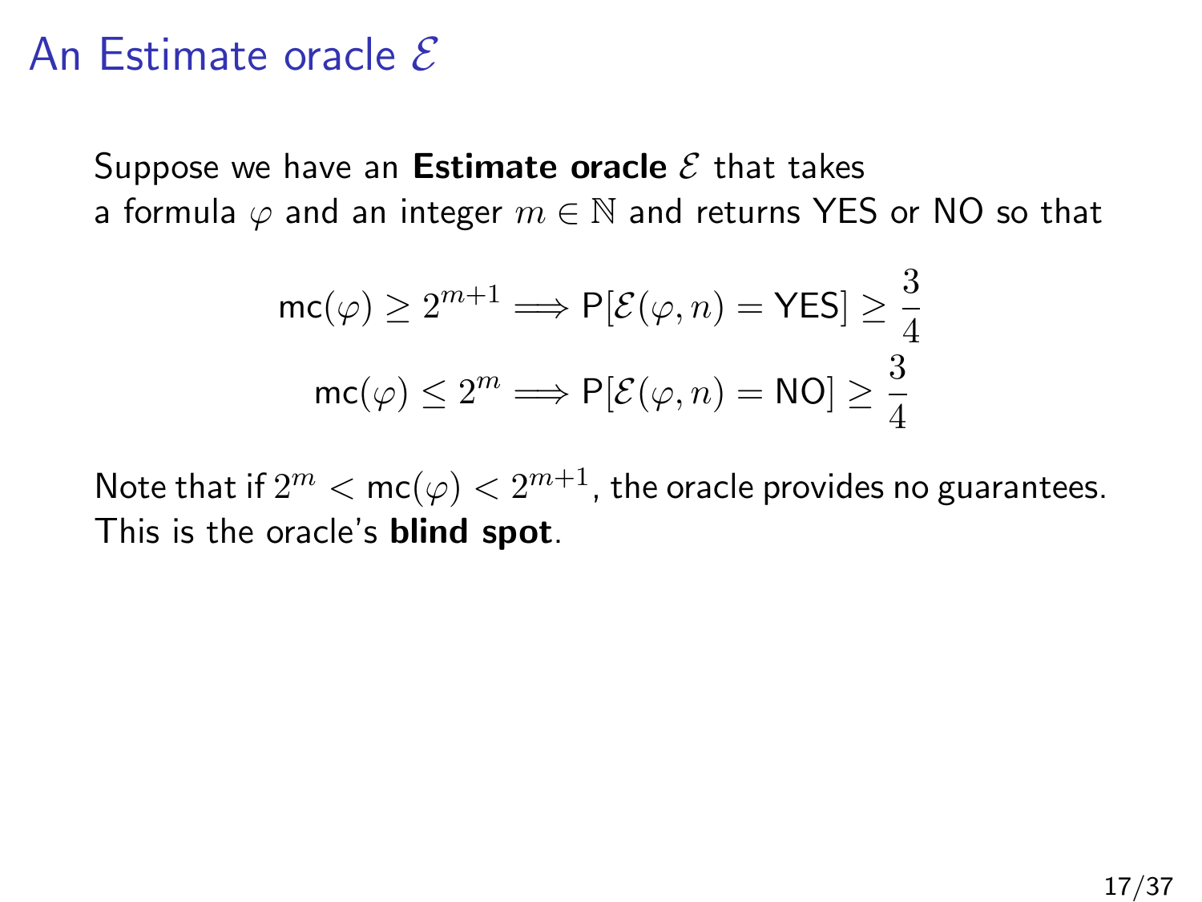# An Estimate oracle $\mathcal{E}$

Suppose we have an **Estimate oracle** $\mathcal{E}$ that takes a formula $\varphi$ and an integer $m \in \mathbb{N}$ and returns YES or NO so that

$$\mathsf{mc}(\varphi) \geq 2^{m+1} \implies \mathsf{P}[\mathcal{E}(\varphi, n) = \mathsf{YES}] \geq \frac{3}{4}$$

$$\mathsf{mc}(\varphi) \leq 2^{m} \implies \mathsf{P}[\mathcal{E}(\varphi, n) = \mathsf{NO}] \geq \frac{3}{4}$$

Note that if $2^m < \mathsf{mc}(\varphi) < 2^{m+1}$, the oracle provides no guarantees. This is the oracle's **blind spot**.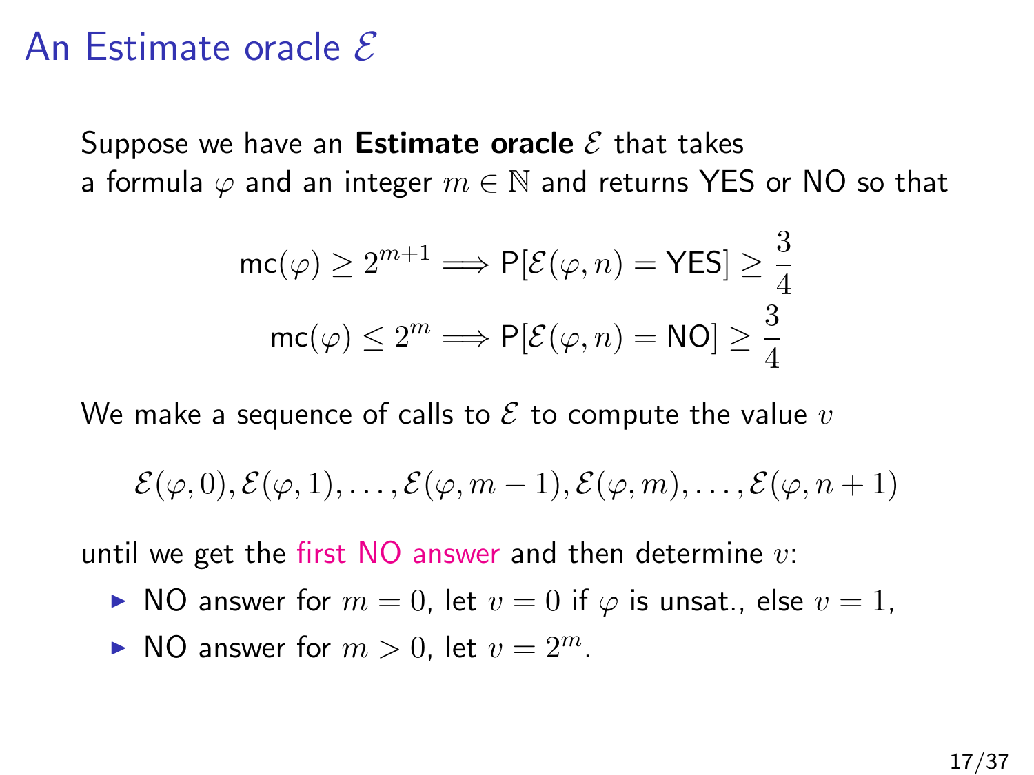# An Estimate oracle $\mathcal{E}$

Suppose we have an **Estimate oracle** $\mathcal{E}$ that takes a formula $\varphi$ and an integer $m \in \mathbb{N}$ and returns YES or NO so that

$$\mathsf{mc}(\varphi) \geq 2^{m+1} \Longrightarrow \mathsf{P}[\mathcal{E}(\varphi, n) = \mathsf{YES}] \geq \frac{3}{4}$$

$$\mathsf{mc}(\varphi) \leq 2^{m} \Longrightarrow \mathsf{P}[\mathcal{E}(\varphi, n) = \mathsf{NO}] \geq \frac{3}{4}$$

We make a sequence of calls to $\mathcal{E}$ to compute the value $v$

$$\mathcal{E}(\varphi, 0), \mathcal{E}(\varphi, 1), \ldots, \mathcal{E}(\varphi, m-1), \mathcal{E}(\varphi, m), \ldots, \mathcal{E}(\varphi, n+1)$$

until we get the first NO answer and then determine $v$:

- NO answer for $m = 0$, let $v = 0$ if $\varphi$ is unsat., else $v = 1$,
- NO answer for $m > 0$, let $v = 2^m$.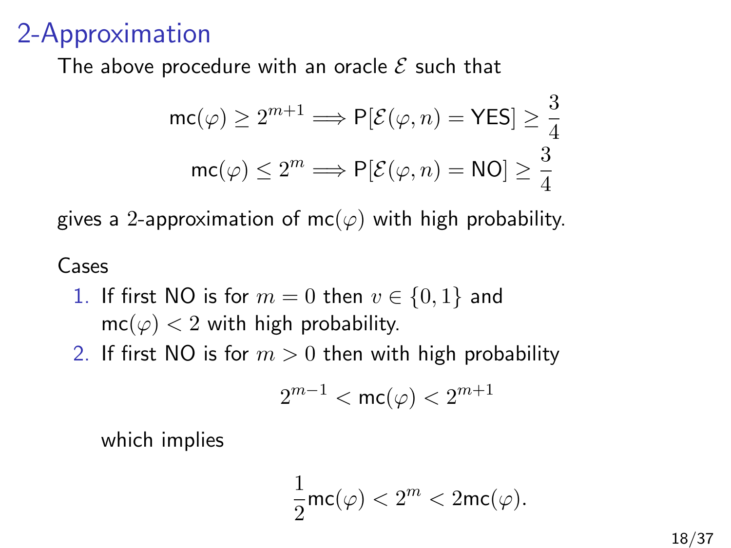# 2-Approximation

The above procedure with an oracle $\mathcal{E}$ such that

$$\mathsf{mc}(\varphi) \geq 2^{m+1} \implies \mathsf{P}[\mathcal{E}(\varphi, n) = \mathsf{YES}] \geq \frac{3}{4}$$

$$\mathsf{mc}(\varphi) \leq 2^{m} \implies \mathsf{P}[\mathcal{E}(\varphi, n) = \mathsf{NO}] \geq \frac{3}{4}$$

gives a $2$-approximation of $\mathsf{mc}(\varphi)$ with high probability.

Cases

1. If first NO is for $m = 0$ then $v \in \{0, 1\}$ and $\mathsf{mc}(\varphi) < 2$ with high probability.
2. If first NO is for $m > 0$ then with high probability

   $$2^{m-1} < \mathsf{mc}(\varphi) < 2^{m+1}$$

   which implies

   $$\frac{1}{2}\mathsf{mc}(\varphi) < 2^m < 2\mathsf{mc}(\varphi).$$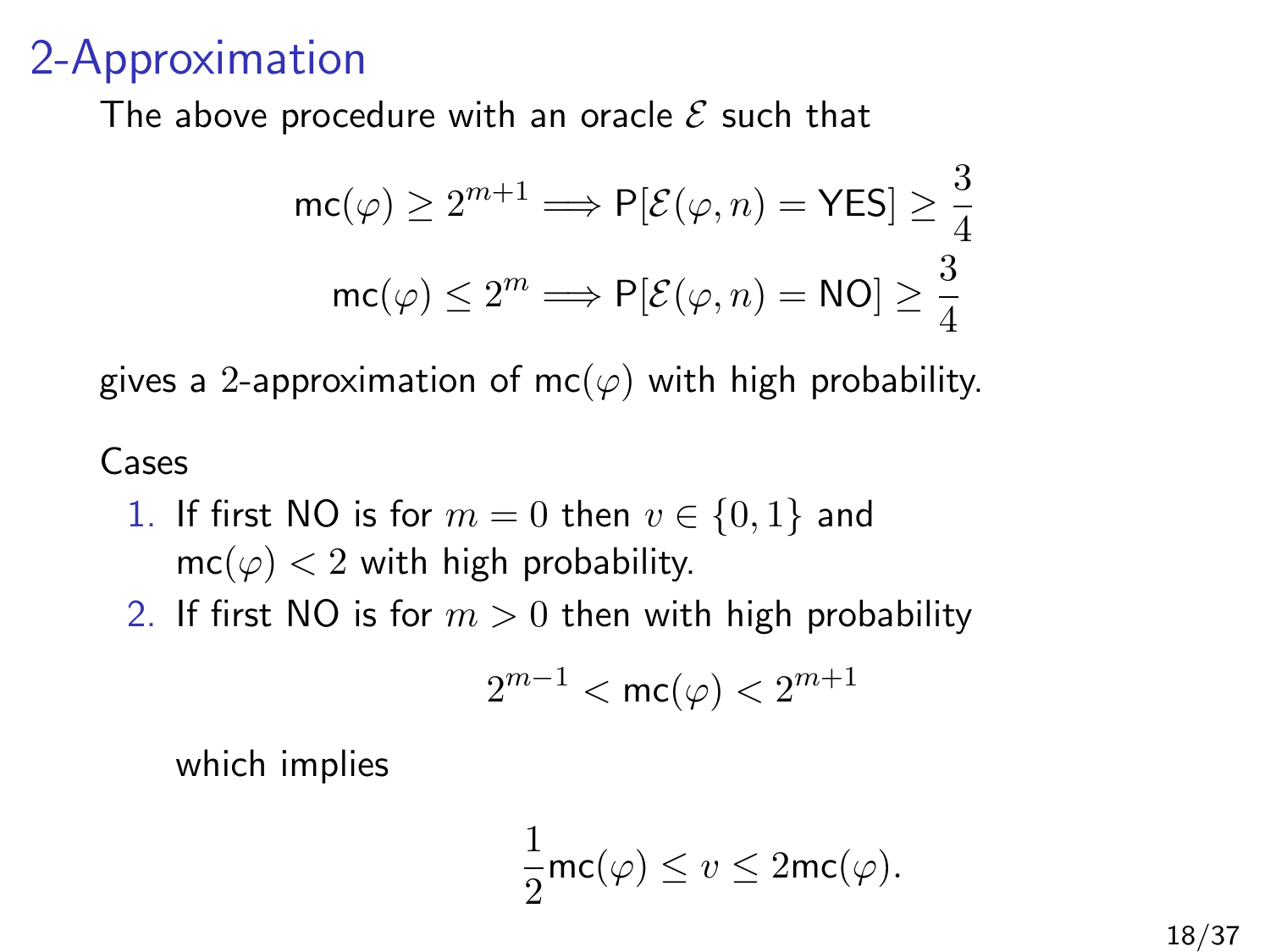# 2-Approximation

The above procedure with an oracle $\mathcal{E}$ such that

$$\mathsf{mc}(\varphi) \geq 2^{m+1} \Longrightarrow \mathsf{P}[\mathcal{E}(\varphi, n) = \mathsf{YES}] \geq \frac{3}{4}$$

$$\mathsf{mc}(\varphi) \leq 2^{m} \Longrightarrow \mathsf{P}[\mathcal{E}(\varphi, n) = \mathsf{NO}] \geq \frac{3}{4}$$

gives a $2$-approximation of $\mathsf{mc}(\varphi)$ with high probability.

Cases

1. If first NO is for $m = 0$ then $v \in \{0, 1\}$ and $\mathsf{mc}(\varphi) < 2$ with high probability.
2. If first NO is for $m > 0$ then with high probability

   $$2^{m-1} < \mathsf{mc}(\varphi) < 2^{m+1}$$

   which implies

   $$\frac{1}{2}\mathsf{mc}(\varphi) \leq v \leq 2\mathsf{mc}(\varphi).$$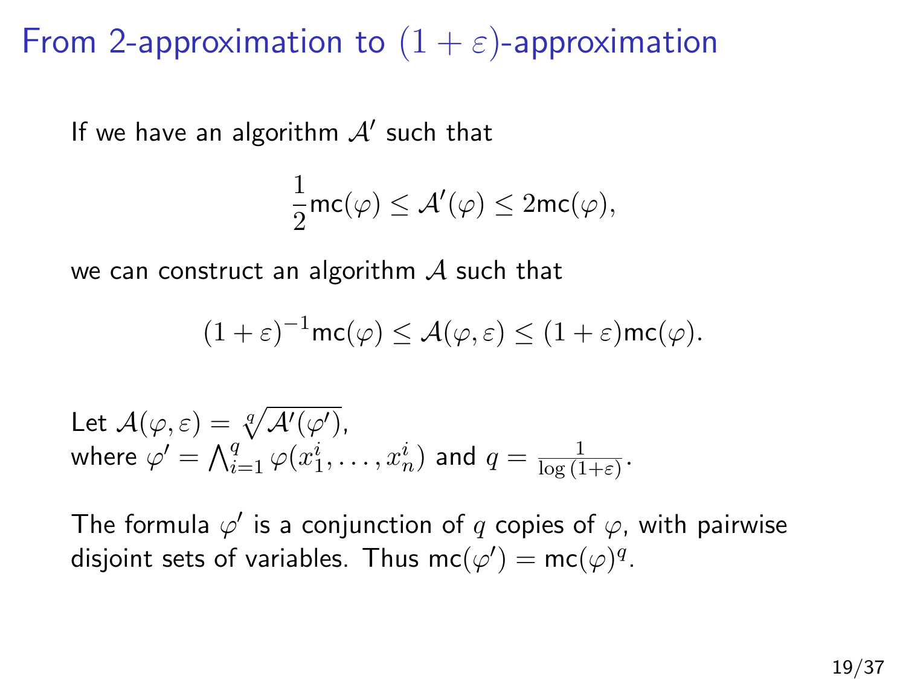# From 2-approximation to $(1+\varepsilon)$-approximation

If we have an algorithm $\mathcal{A}'$ such that

$$\frac{1}{2}\mathsf{mc}(\varphi) \leq \mathcal{A}'(\varphi) \leq 2\mathsf{mc}(\varphi),$$

we can construct an algorithm $\mathcal{A}$ such that

$$(1+\varepsilon)^{-1}\mathsf{mc}(\varphi) \leq \mathcal{A}(\varphi, \varepsilon) \leq (1+\varepsilon)\mathsf{mc}(\varphi).$$

Let $\mathcal{A}(\varphi, \varepsilon) = \sqrt[q]{\mathcal{A}'(\varphi')}$,
where $\varphi' = \bigwedge_{i=1}^{q} \varphi(x_1^i, \ldots, x_n^i)$ and $q = \frac{1}{\log(1+\varepsilon)}$.

The formula $\varphi'$ is a conjunction of $q$ copies of $\varphi$, with pairwise disjoint sets of variables. Thus $\mathsf{mc}(\varphi') = \mathsf{mc}(\varphi)^q$.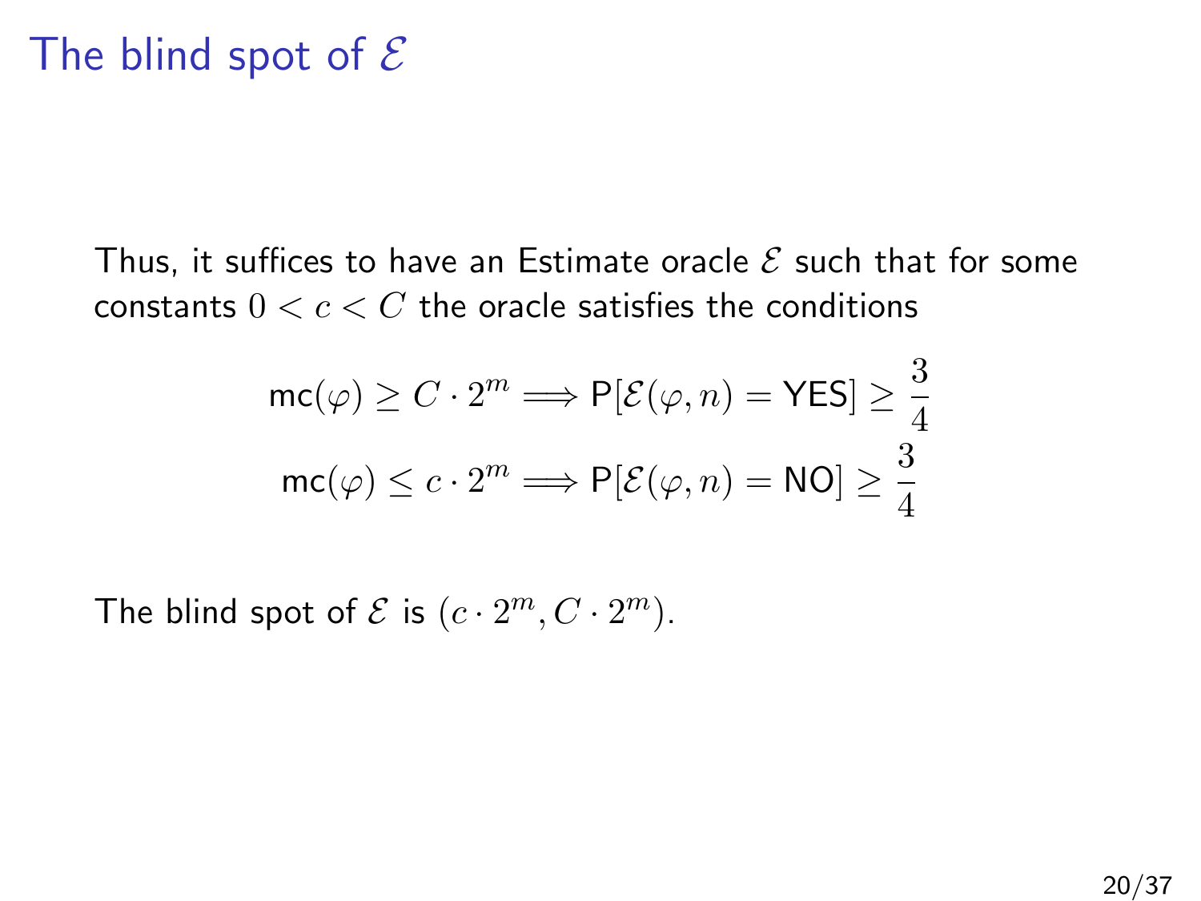# The blind spot of $\mathcal{E}$

Thus, it suffices to have an Estimate oracle $\mathcal{E}$ such that for some constants $0 < c < C$ the oracle satisfies the conditions

$$\mathsf{mc}(\varphi) \geq C \cdot 2^m \Longrightarrow \mathsf{P}[\mathcal{E}(\varphi, n) = \mathsf{YES}] \geq \frac{3}{4}$$

$$\mathsf{mc}(\varphi) \leq c \cdot 2^m \Longrightarrow \mathsf{P}[\mathcal{E}(\varphi, n) = \mathsf{NO}] \geq \frac{3}{4}$$

The blind spot of $\mathcal{E}$ is $(c \cdot 2^m, C \cdot 2^m)$.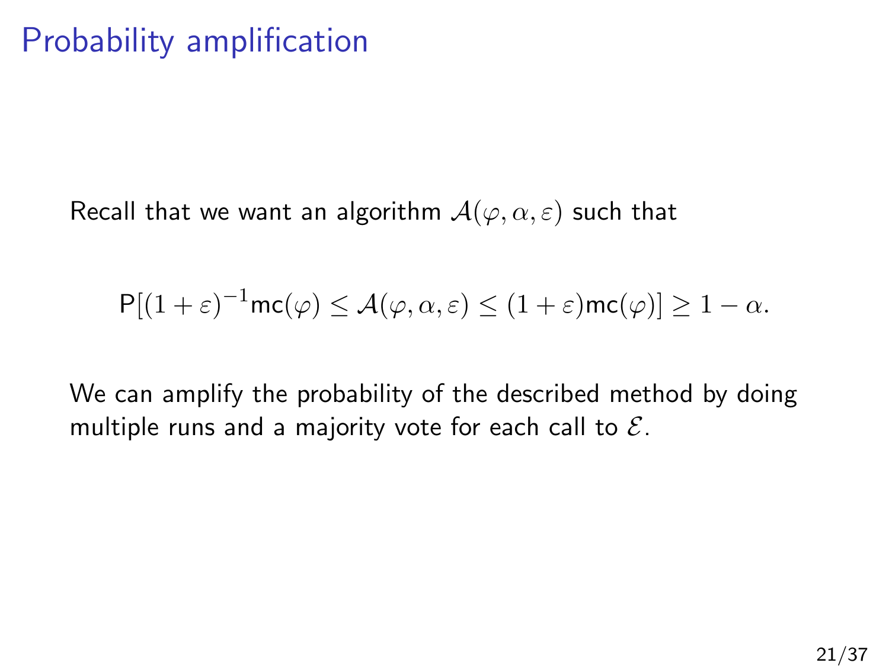# Probability amplification

Recall that we want an algorithm $\mathcal{A}(\varphi, \alpha, \varepsilon)$ such that

$$\mathsf{P}[(1+\varepsilon)^{-1}\mathsf{mc}(\varphi) \leq \mathcal{A}(\varphi, \alpha, \varepsilon) \leq (1+\varepsilon)\mathsf{mc}(\varphi)] \geq 1 - \alpha.$$

We can amplify the probability of the described method by doing multiple runs and a majority vote for each call to $\mathcal{E}$.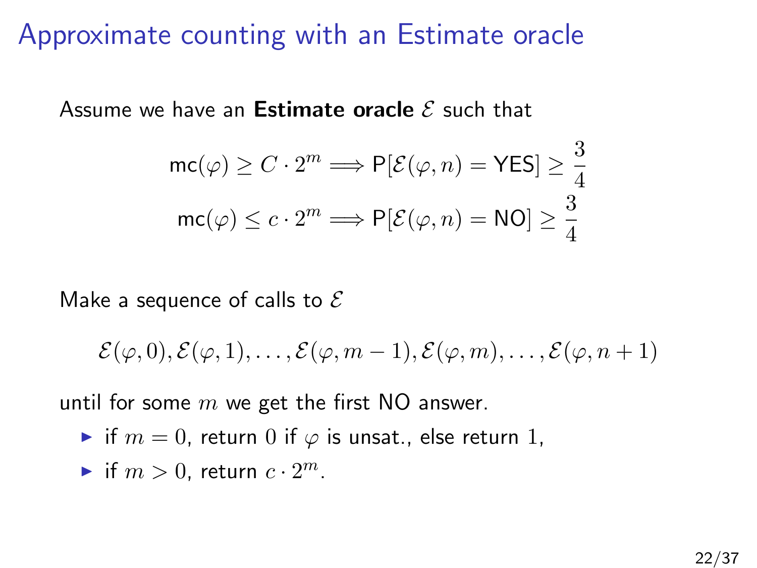# Approximate counting with an Estimate oracle

Assume we have an **Estimate oracle** $\mathcal{E}$ such that

$$\mathsf{mc}(\varphi) \geq C \cdot 2^m \Longrightarrow \mathsf{P}[\mathcal{E}(\varphi, n) = \mathsf{YES}] \geq \frac{3}{4}$$

$$\mathsf{mc}(\varphi) \leq c \cdot 2^m \Longrightarrow \mathsf{P}[\mathcal{E}(\varphi, n) = \mathsf{NO}] \geq \frac{3}{4}$$

Make a sequence of calls to $\mathcal{E}$

$$\mathcal{E}(\varphi, 0), \mathcal{E}(\varphi, 1), \ldots, \mathcal{E}(\varphi, m-1), \mathcal{E}(\varphi, m), \ldots, \mathcal{E}(\varphi, n+1)$$

until for some $m$ we get the first NO answer.

- if $m = 0$, return $0$ if $\varphi$ is unsat., else return $1$,
- if $m > 0$, return $c \cdot 2^m$.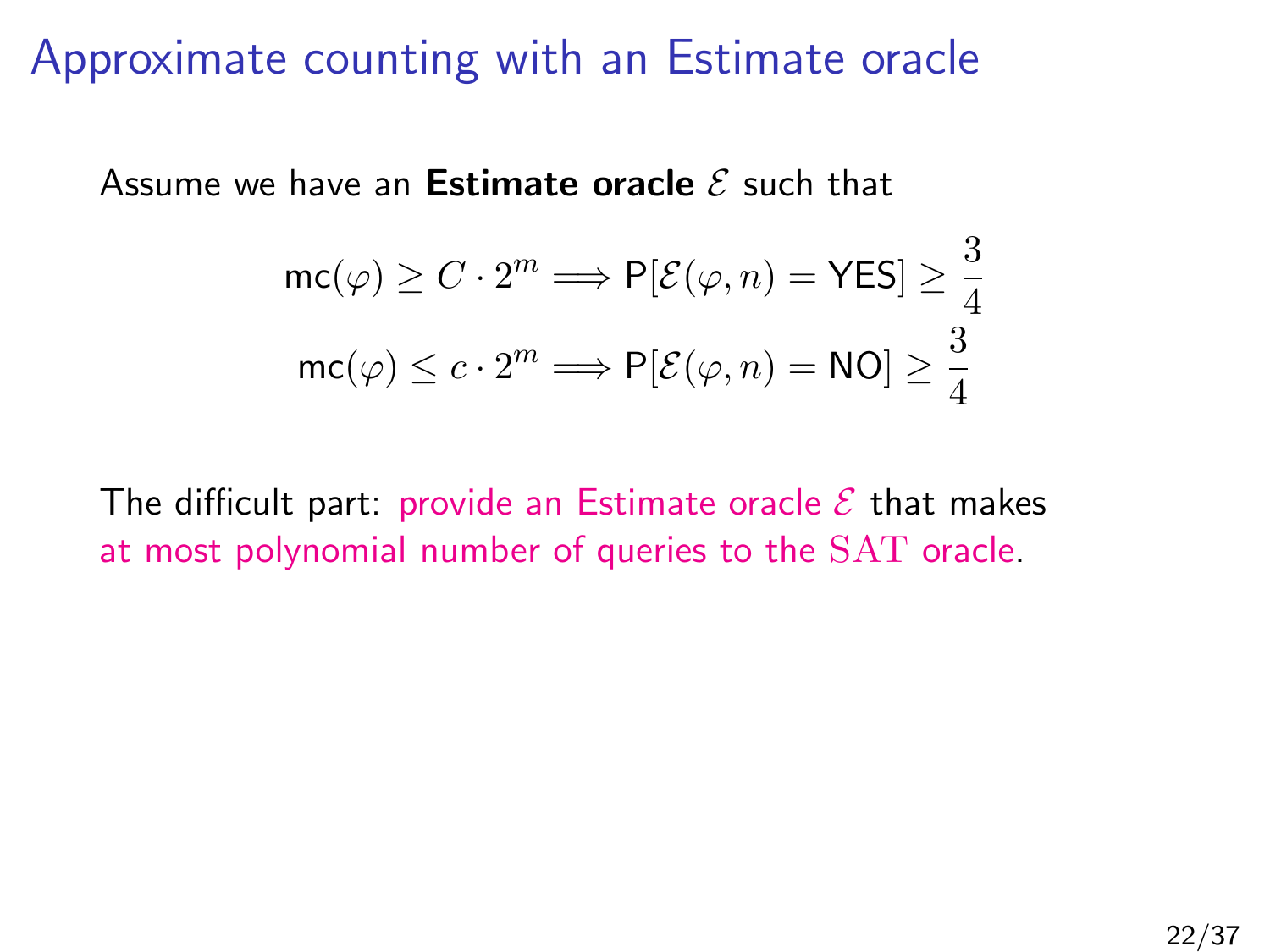# Approximate counting with an Estimate oracle

Assume we have an **Estimate oracle** $\mathcal{E}$ such that

$$\mathsf{mc}(\varphi) \geq C \cdot 2^m \Longrightarrow \mathsf{P}[\mathcal{E}(\varphi, n) = \mathsf{YES}] \geq \frac{3}{4}$$

$$\mathsf{mc}(\varphi) \leq c \cdot 2^m \Longrightarrow \mathsf{P}[\mathcal{E}(\varphi, n) = \mathsf{NO}] \geq \frac{3}{4}$$

The difficult part: provide an Estimate oracle $\mathcal{E}$ that makes at most polynomial number of queries to the $\mathrm{SAT}$ oracle.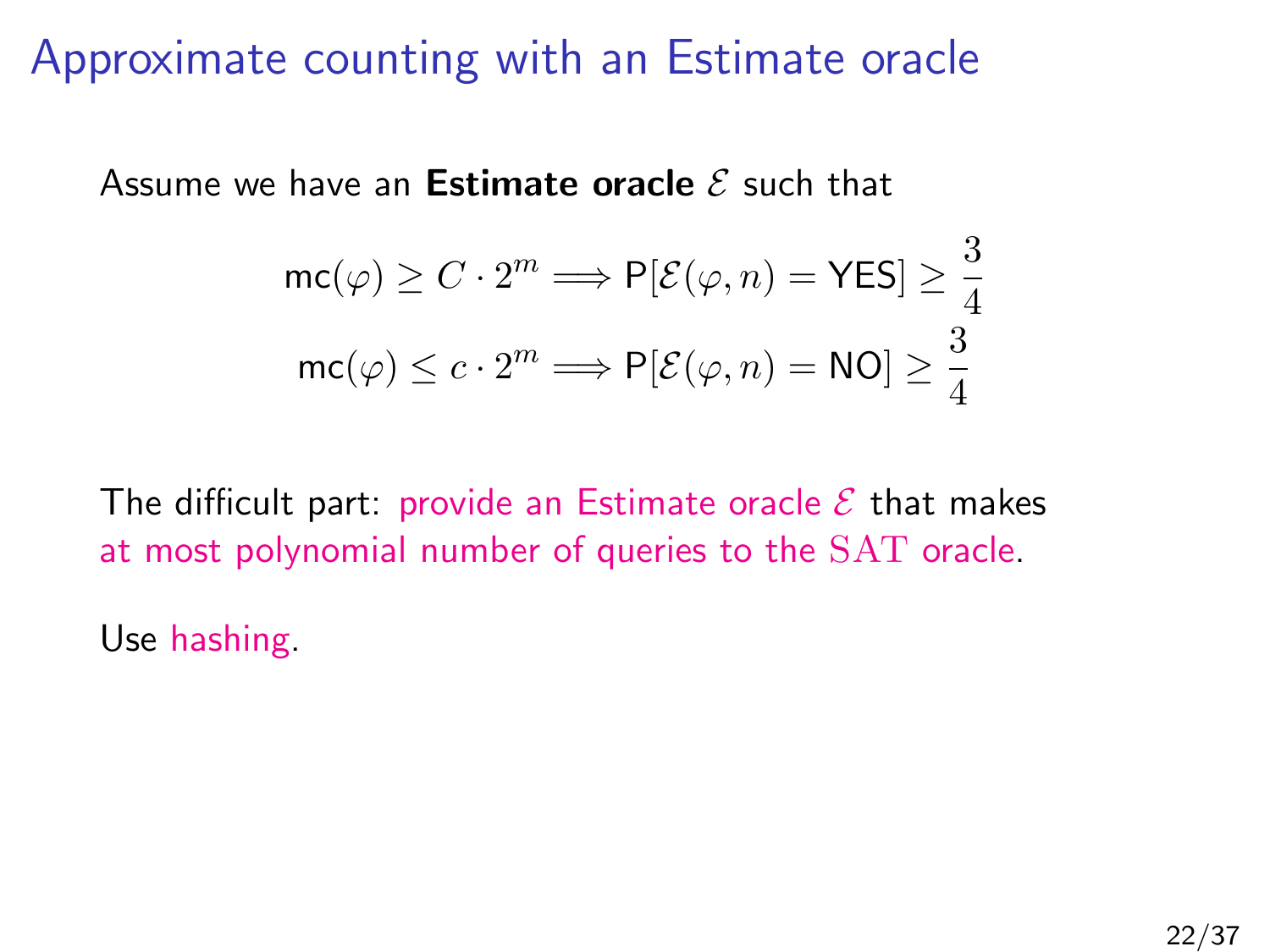# Approximate counting with an Estimate oracle

Assume we have an **Estimate oracle** $\mathcal{E}$ such that

$$\mathsf{mc}(\varphi) \geq C \cdot 2^m \Longrightarrow \mathsf{P}[\mathcal{E}(\varphi, n) = \mathsf{YES}] \geq \frac{3}{4}$$

$$\mathsf{mc}(\varphi) \leq c \cdot 2^m \Longrightarrow \mathsf{P}[\mathcal{E}(\varphi, n) = \mathsf{NO}] \geq \frac{3}{4}$$

The difficult part: provide an Estimate oracle $\mathcal{E}$ that makes at most polynomial number of queries to the $\mathrm{SAT}$ oracle.

Use hashing.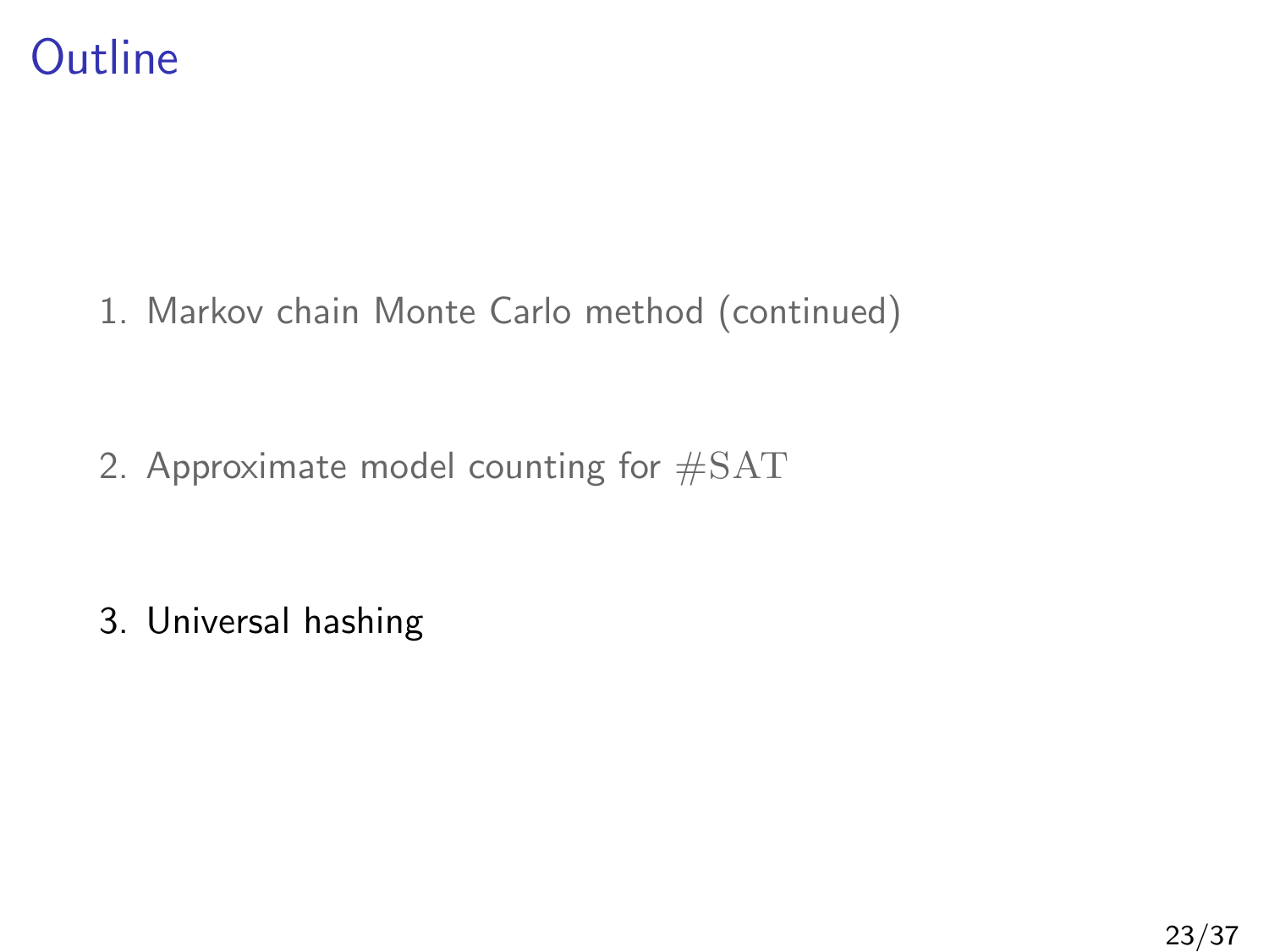# Outline

1. Markov chain Monte Carlo method (continued)
2. Approximate model counting for $\#\mathrm{SAT}$
3. Universal hashing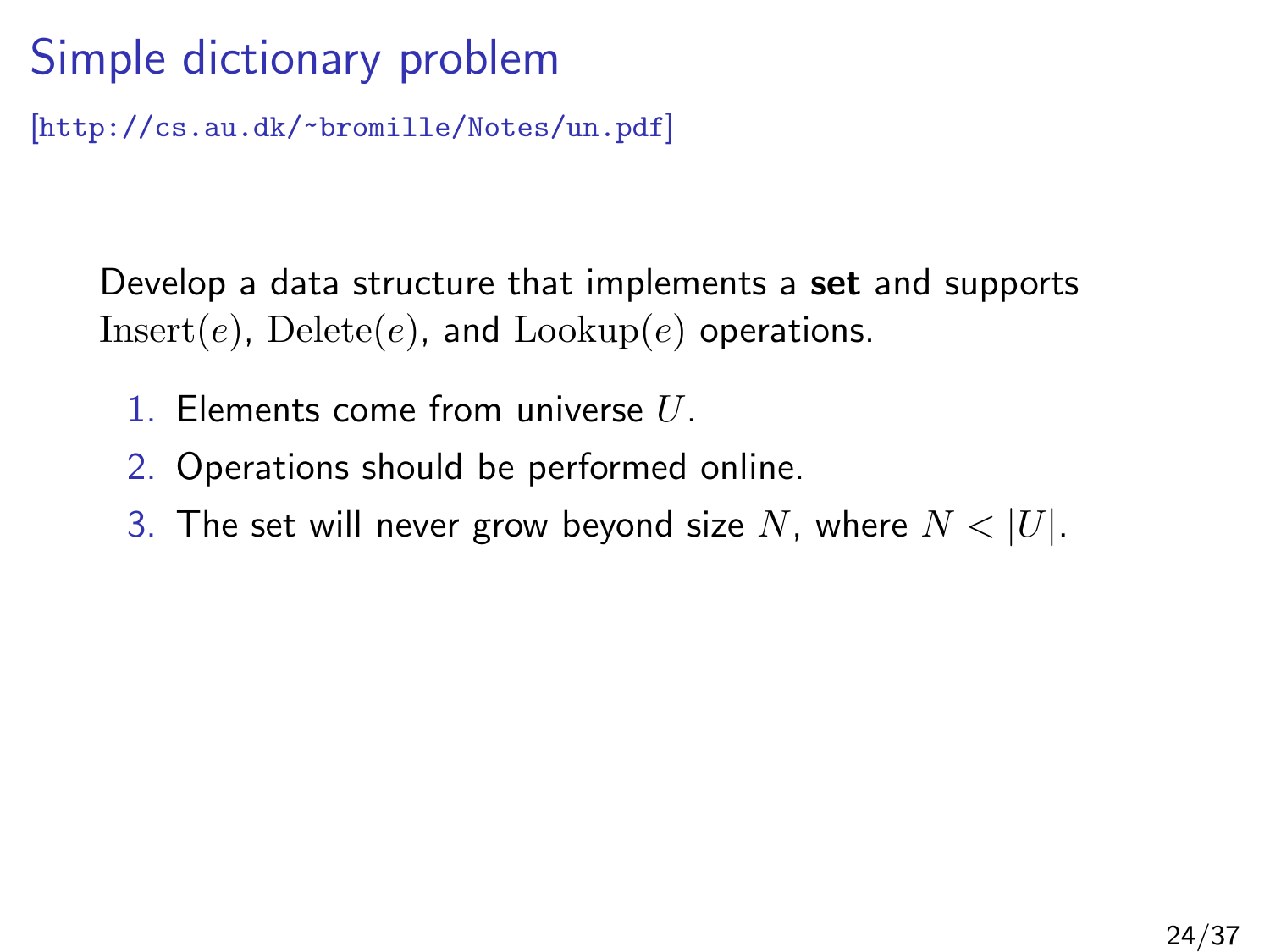# Simple dictionary problem

[http://cs.au.dk/~bromille/Notes/un.pdf]

Develop a data structure that implements a **set** and supports $\mathrm{Insert}(e)$, $\mathrm{Delete}(e)$, and $\mathrm{Lookup}(e)$ operations.

1. Elements come from universe $U$.
2. Operations should be performed online.
3. The set will never grow beyond size $N$, where $N < |U|$.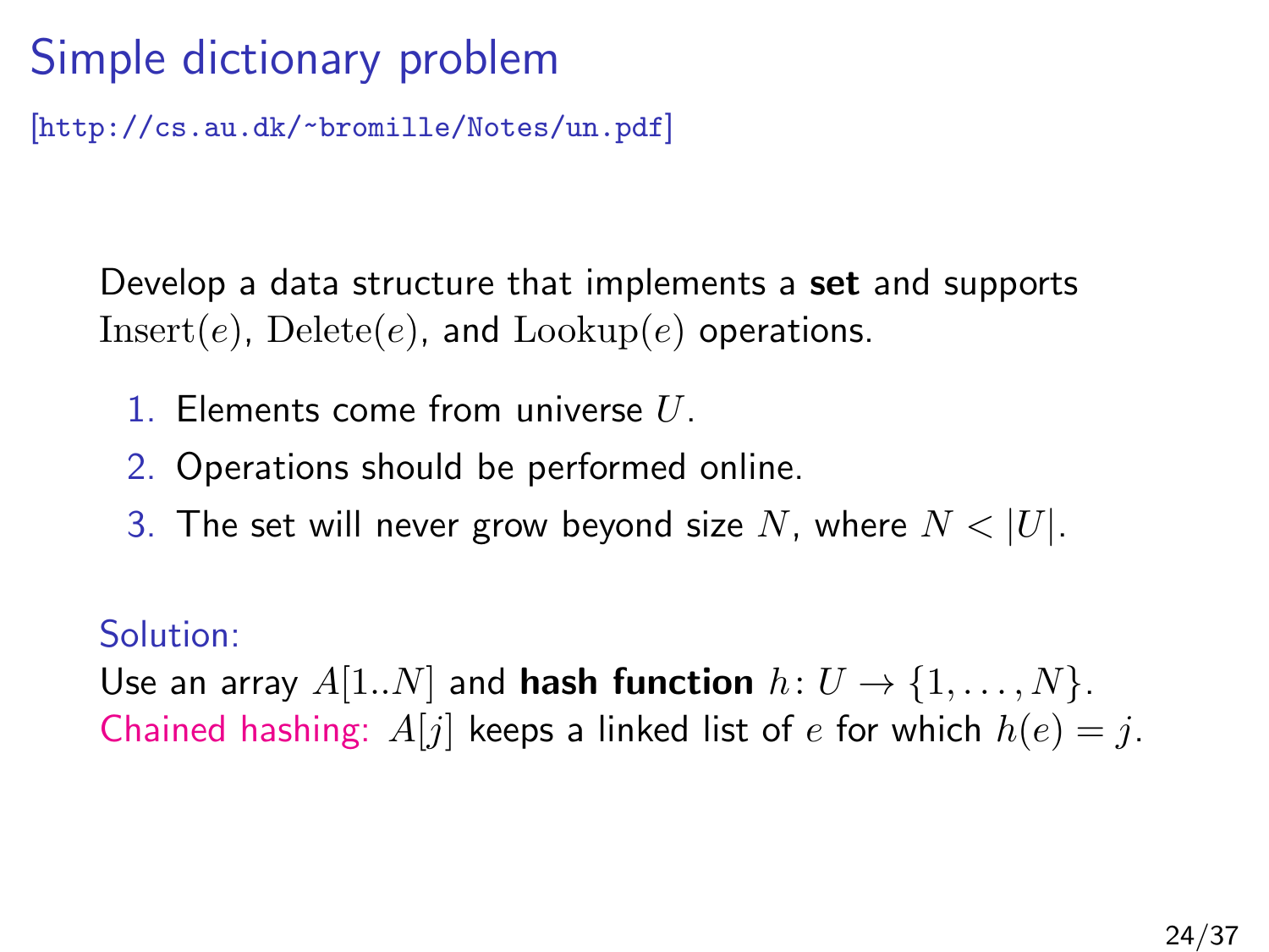# Simple dictionary problem

[http://cs.au.dk/~bromille/Notes/un.pdf]

Develop a data structure that implements a **set** and supports $\mathrm{Insert}(e)$, $\mathrm{Delete}(e)$, and $\mathrm{Lookup}(e)$ operations.

1. Elements come from universe $U$.
2. Operations should be performed online.
3. The set will never grow beyond size $N$, where $N < |U|$.

Solution:
Use an array $A[1..N]$ and **hash function** $h\colon U \to \{1, \ldots, N\}$.
Chained hashing: $A[j]$ keeps a linked list of $e$ for which $h(e) = j$.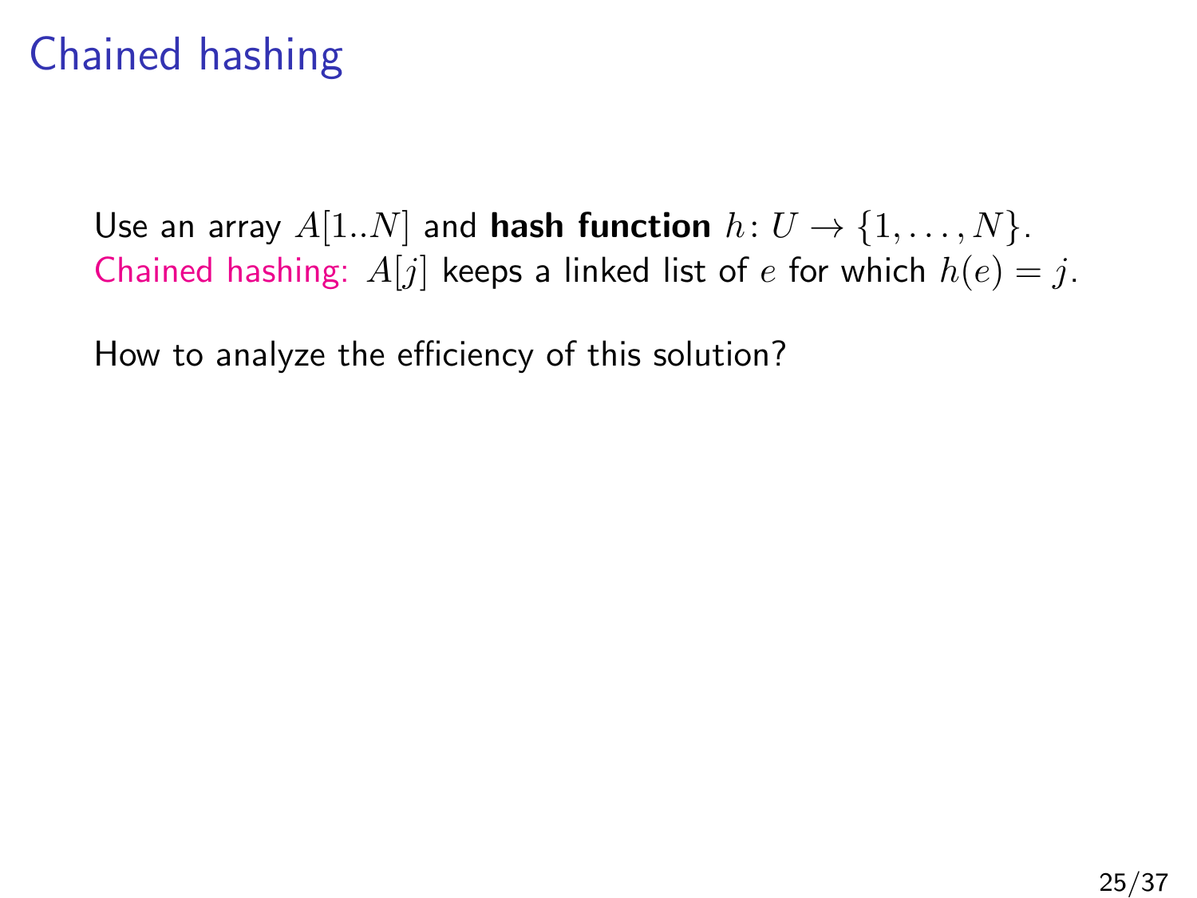# Chained hashing

Use an array $A[1..N]$ and **hash function** $h \colon U \to \{1, \ldots, N\}$.
Chained hashing: $A[j]$ keeps a linked list of $e$ for which $h(e) = j$.

How to analyze the efficiency of this solution?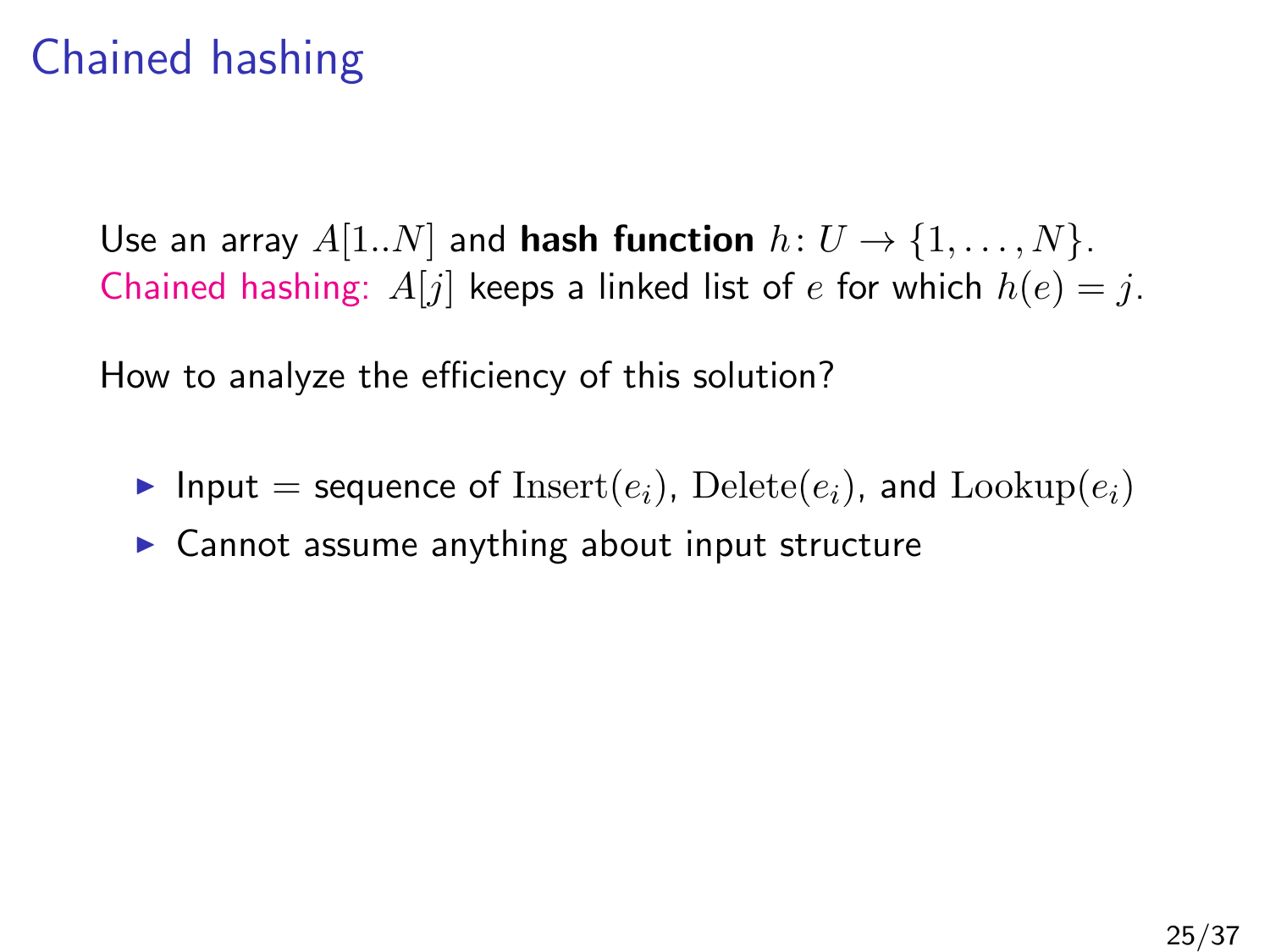# Chained hashing

Use an array $A[1..N]$ and **hash function** $h\colon U \to \{1, \ldots, N\}$.
Chained hashing: $A[j]$ keeps a linked list of $e$ for which $h(e) = j$.

How to analyze the efficiency of this solution?

- Input = sequence of $\mathrm{Insert}(e_i)$, $\mathrm{Delete}(e_i)$, and $\mathrm{Lookup}(e_i)$
- Cannot assume anything about input structure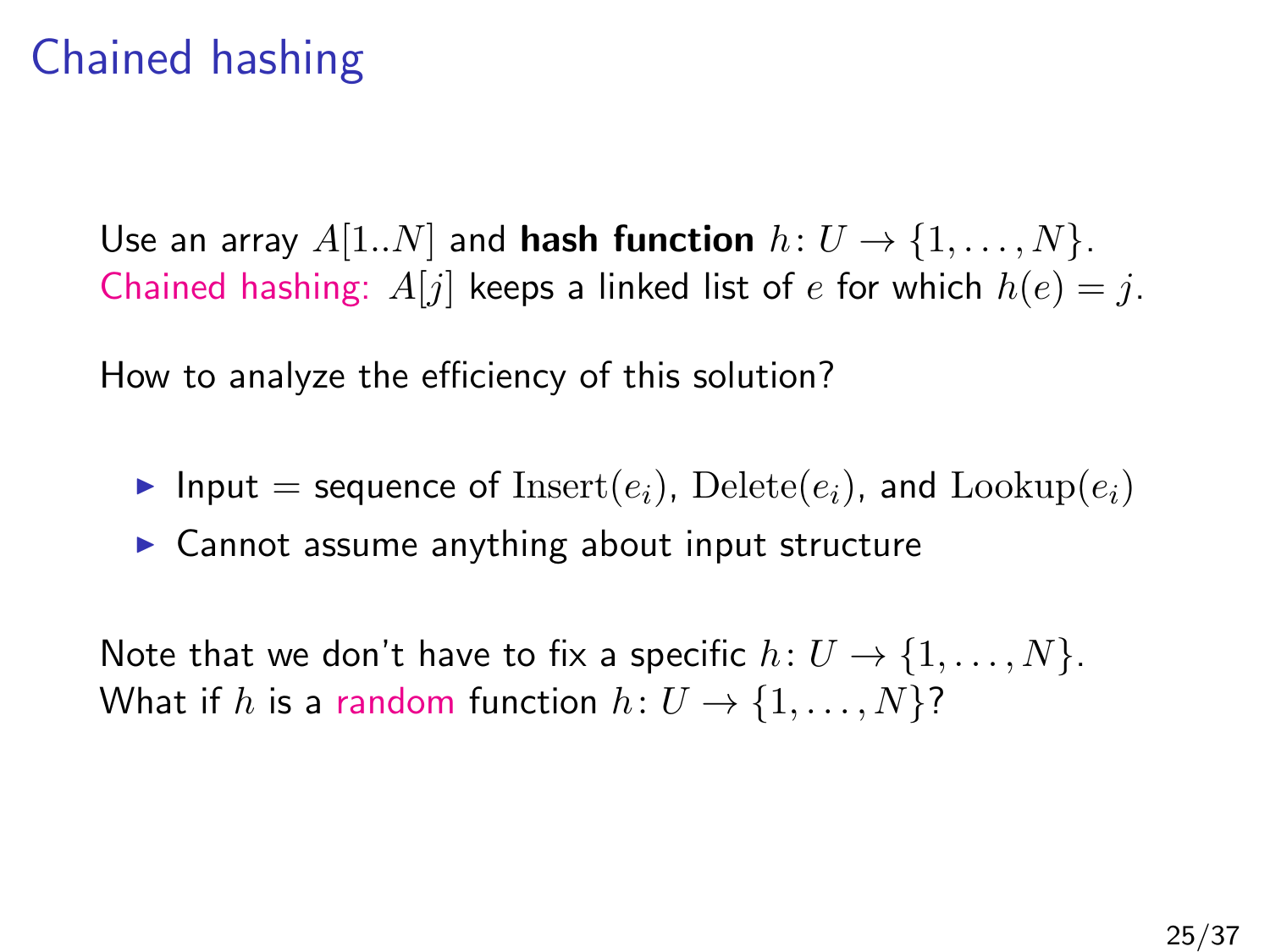# Chained hashing

Use an array $A[1..N]$ and **hash function** $h\colon U \to \{1, \ldots, N\}$.
Chained hashing: $A[j]$ keeps a linked list of $e$ for which $h(e) = j$.

How to analyze the efficiency of this solution?

- Input = sequence of $\mathrm{Insert}(e_i)$, $\mathrm{Delete}(e_i)$, and $\mathrm{Lookup}(e_i)$
- Cannot assume anything about input structure

Note that we don't have to fix a specific $h\colon U \to \{1, \ldots, N\}$.
What if $h$ is a random function $h\colon U \to \{1, \ldots, N\}$?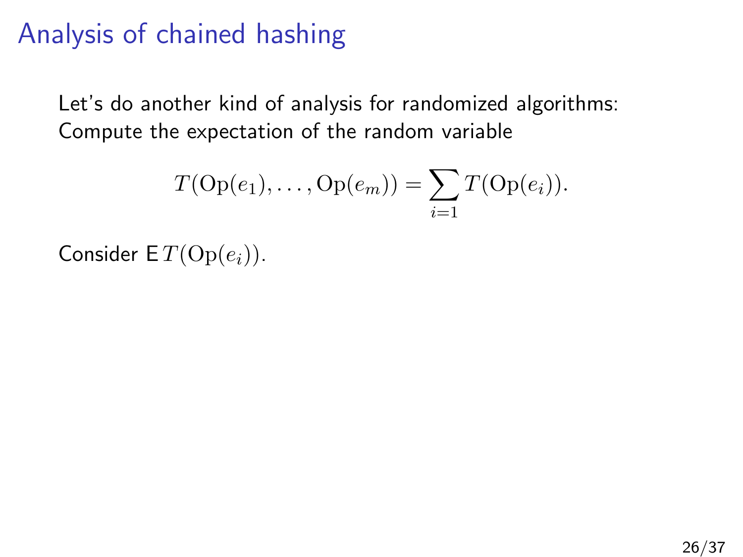# Analysis of chained hashing

Let's do another kind of analysis for randomized algorithms: Compute the expectation of the random variable

$$T(\mathrm{Op}(e_1), \ldots, \mathrm{Op}(e_m)) = \sum_{i=1} T(\mathrm{Op}(e_i)).$$

Consider $\mathsf{E}\, T(\mathrm{Op}(e_i))$.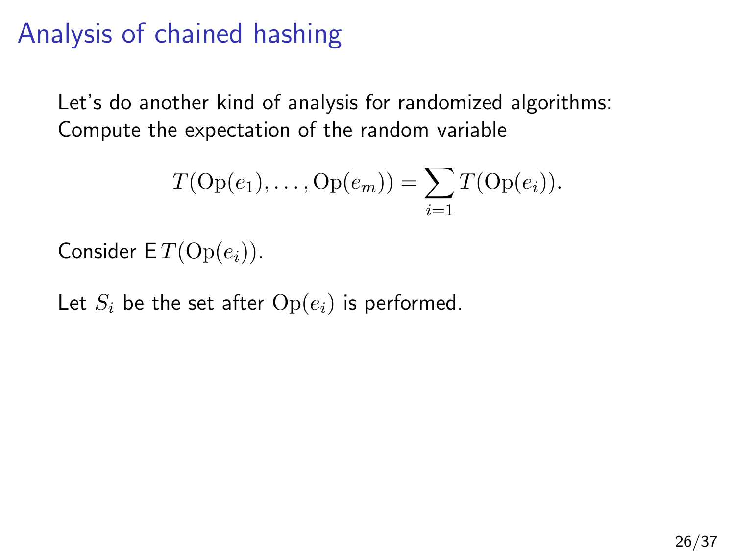# Analysis of chained hashing

Let's do another kind of analysis for randomized algorithms: Compute the expectation of the random variable

$$T(\mathrm{Op}(e_1), \ldots, \mathrm{Op}(e_m)) = \sum_{i=1} T(\mathrm{Op}(e_i)).$$

Consider $\mathsf{E}\, T(\mathrm{Op}(e_i))$.

Let $S_i$ be the set after $\mathrm{Op}(e_i)$ is performed.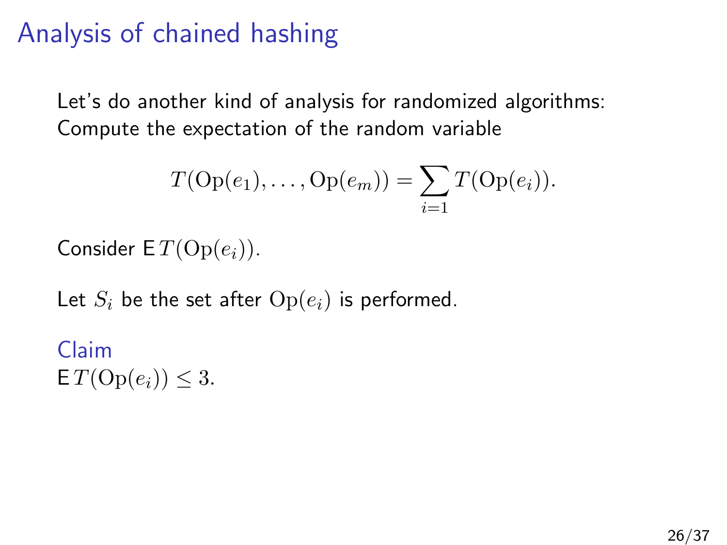# Analysis of chained hashing

Let's do another kind of analysis for randomized algorithms: Compute the expectation of the random variable

$$T(\mathrm{Op}(e_1), \ldots, \mathrm{Op}(e_m)) = \sum_{i=1} T(\mathrm{Op}(e_i)).$$

Consider $\mathsf{E}\, T(\mathrm{Op}(e_i))$.

Let $S_i$ be the set after $\mathrm{Op}(e_i)$ is performed.

**Claim**

$\mathsf{E}\, T(\mathrm{Op}(e_i)) \leq 3.$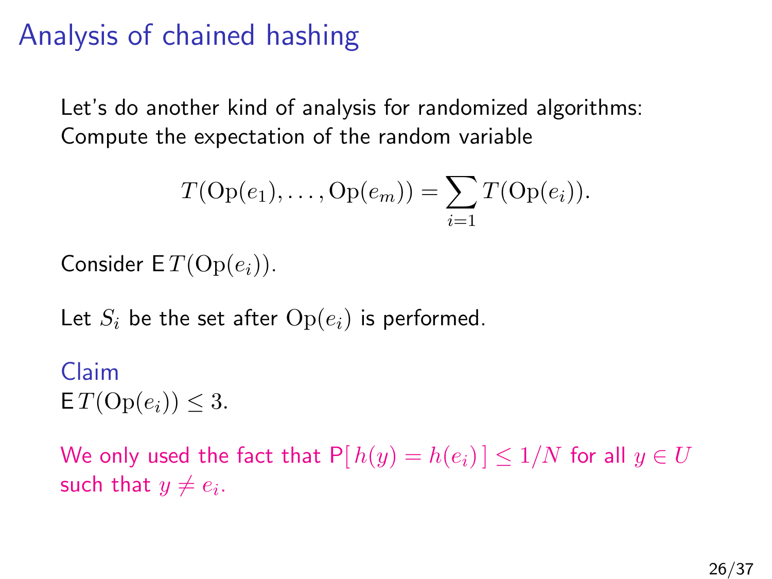# Analysis of chained hashing

Let's do another kind of analysis for randomized algorithms: Compute the expectation of the random variable

$$T(\mathrm{Op}(e_1), \ldots, \mathrm{Op}(e_m)) = \sum_{i=1} T(\mathrm{Op}(e_i)).$$

Consider $\mathsf{E}\, T(\mathrm{Op}(e_i))$.

Let $S_i$ be the set after $\mathrm{Op}(e_i)$ is performed.

## Claim

$\mathsf{E}\, T(\mathrm{Op}(e_i)) \leq 3.$

We only used the fact that $\mathsf{P}[\, h(y) = h(e_i) \,] \leq 1/N$ for all $y \in U$ such that $y \neq e_i$.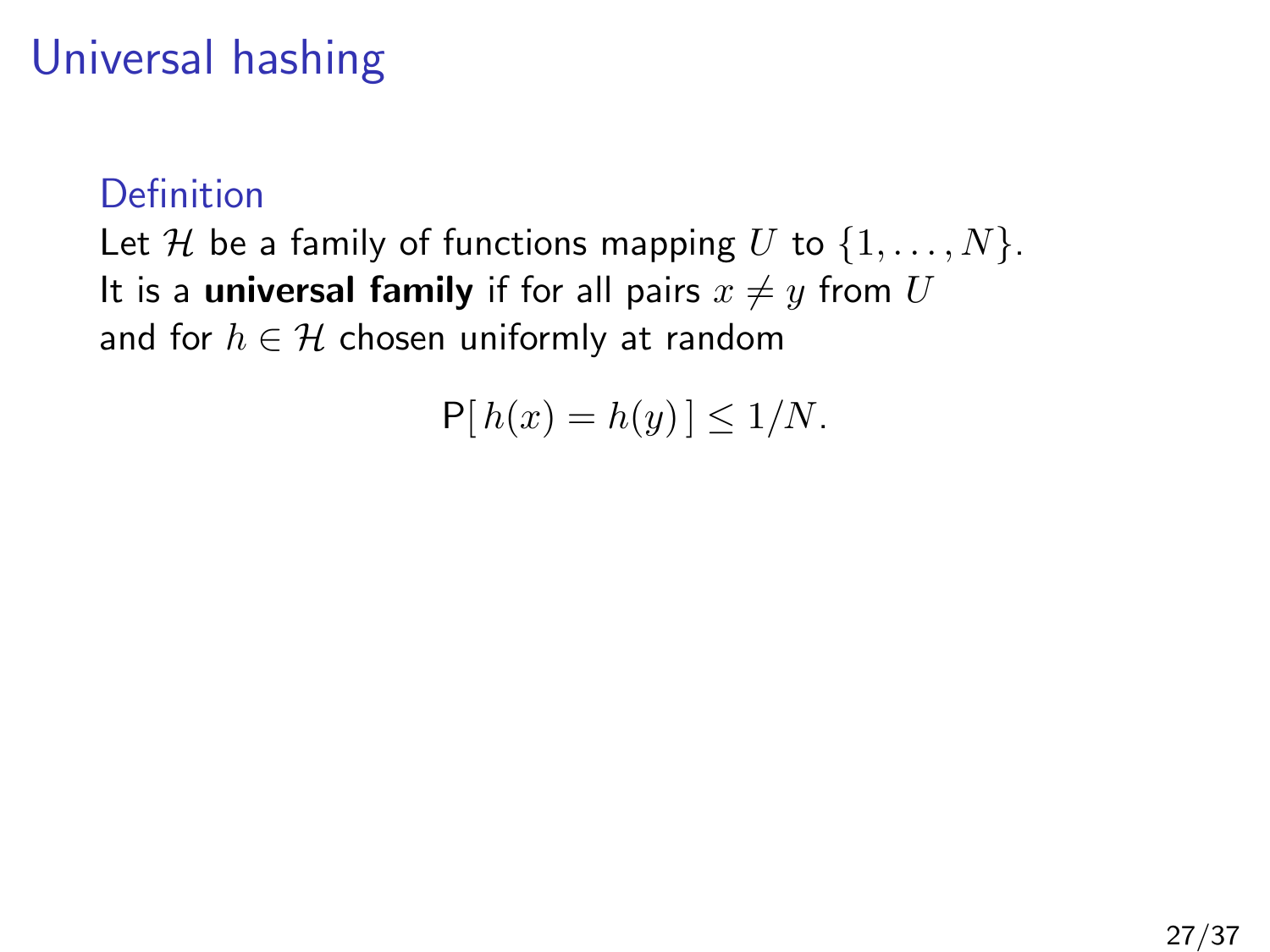# Universal hashing

### Definition

Let $\mathcal{H}$ be a family of functions mapping $U$ to $\{1, \ldots, N\}$.
It is a **universal family** if for all pairs $x \neq y$ from $U$
and for $h \in \mathcal{H}$ chosen uniformly at random

$$\mathsf{P}[\, h(x) = h(y) \,] \leq 1/N.$$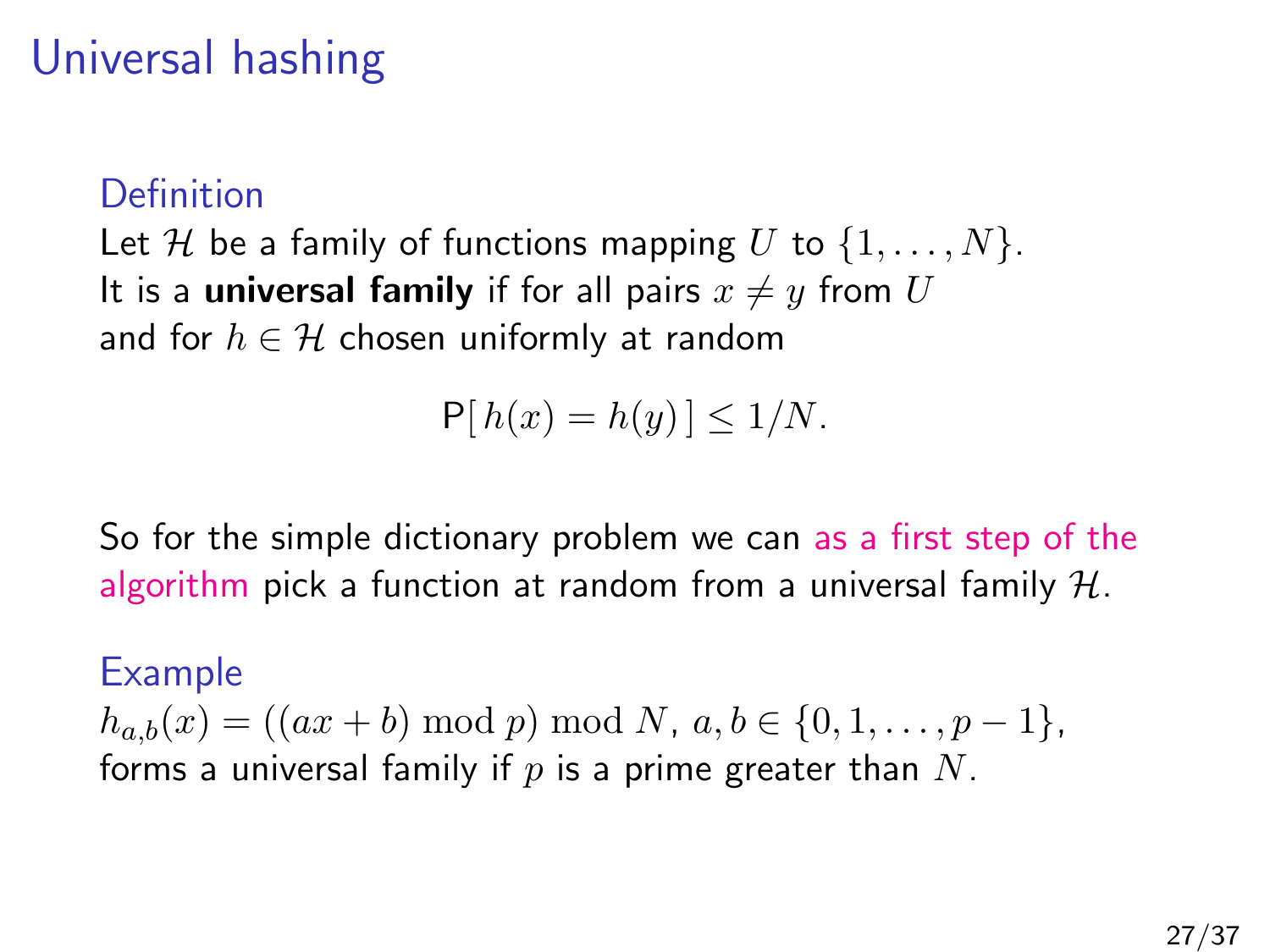# Universal hashing

### Definition

Let $\mathcal{H}$ be a family of functions mapping $U$ to $\{1, \ldots, N\}$.
It is a **universal family** if for all pairs $x \neq y$ from $U$
and for $h \in \mathcal{H}$ chosen uniformly at random

$$\mathsf{P}[\, h(x) = h(y) \,] \leq 1/N.$$

So for the simple dictionary problem we can as a first step of the algorithm pick a function at random from a universal family $\mathcal{H}$.

### Example

$h_{a,b}(x) = ((ax + b) \bmod p) \bmod N$, $a, b \in \{0, 1, \ldots, p-1\}$,
forms a universal family if $p$ is a prime greater than $N$.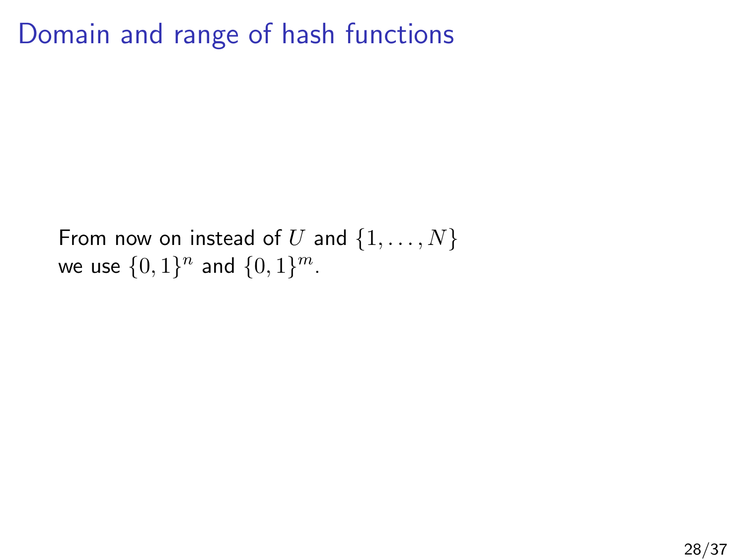# Domain and range of hash functions

From now on instead of $U$ and $\{1, \ldots, N\}$ we use $\{0, 1\}^n$ and $\{0, 1\}^m$.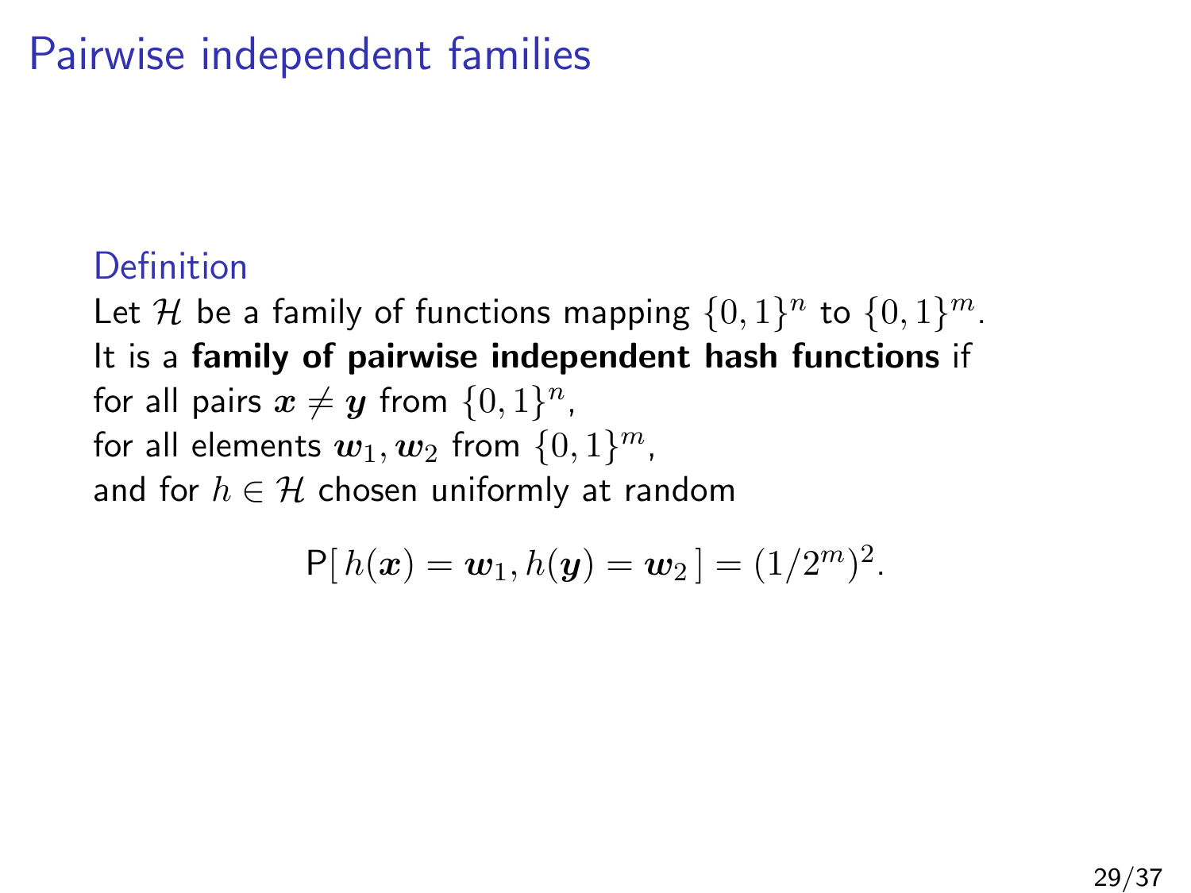# Pairwise independent families

### Definition

Let $\mathcal{H}$ be a family of functions mapping $\{0,1\}^n$ to $\{0,1\}^m$.
It is a **family of pairwise independent hash functions** if
for all pairs $\boldsymbol{x} \neq \boldsymbol{y}$ from $\{0,1\}^n$,
for all elements $\boldsymbol{w}_1, \boldsymbol{w}_2$ from $\{0,1\}^m$,
and for $h \in \mathcal{H}$ chosen uniformly at random

$$\mathsf{P}[\, h(\boldsymbol{x}) = \boldsymbol{w}_1, h(\boldsymbol{y}) = \boldsymbol{w}_2 \,] = (1/2^m)^2.$$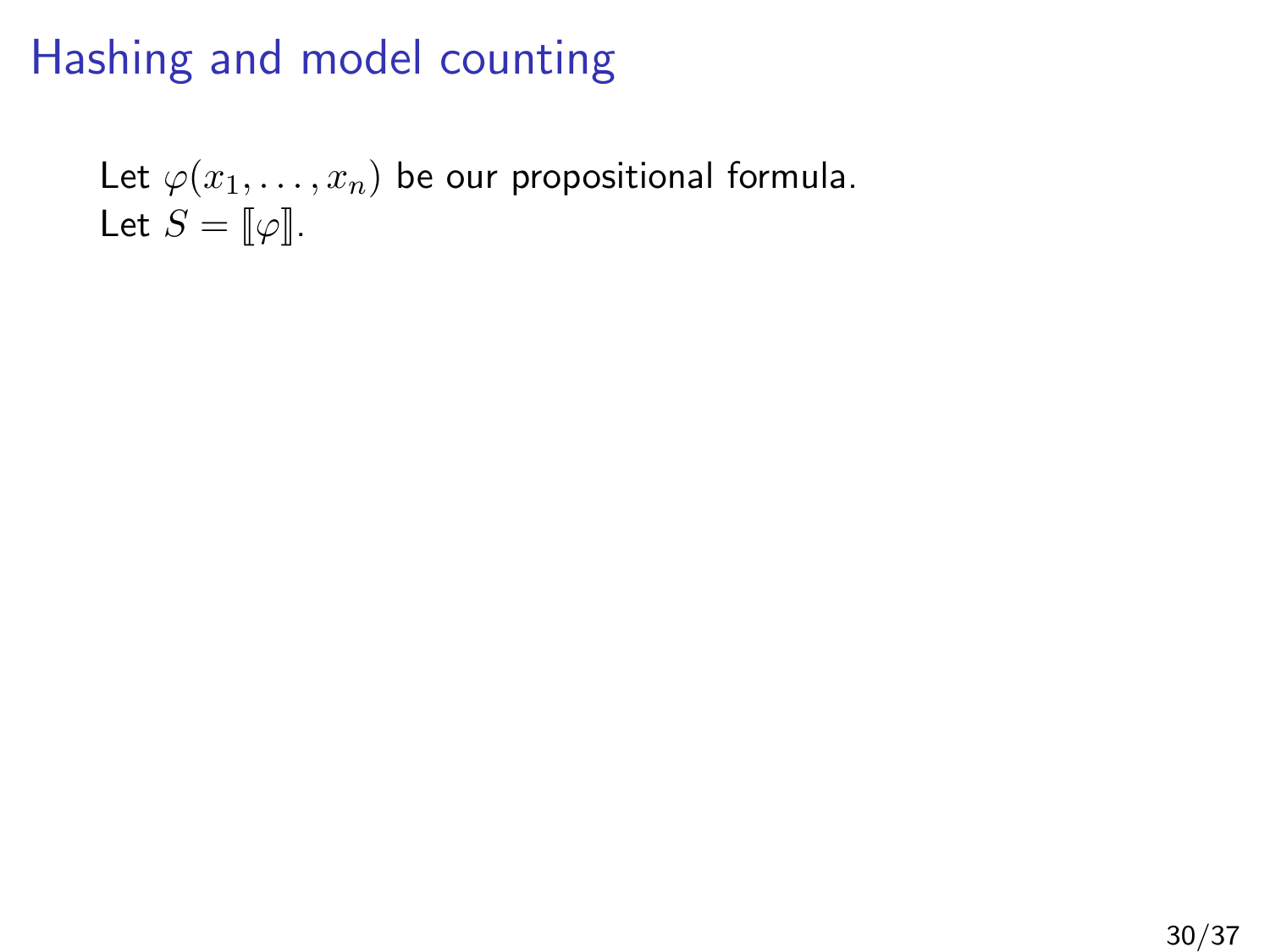# Hashing and model counting

Let $\varphi(x_1, \ldots, x_n)$ be our propositional formula.
Let $S = [\![\varphi]\!]$.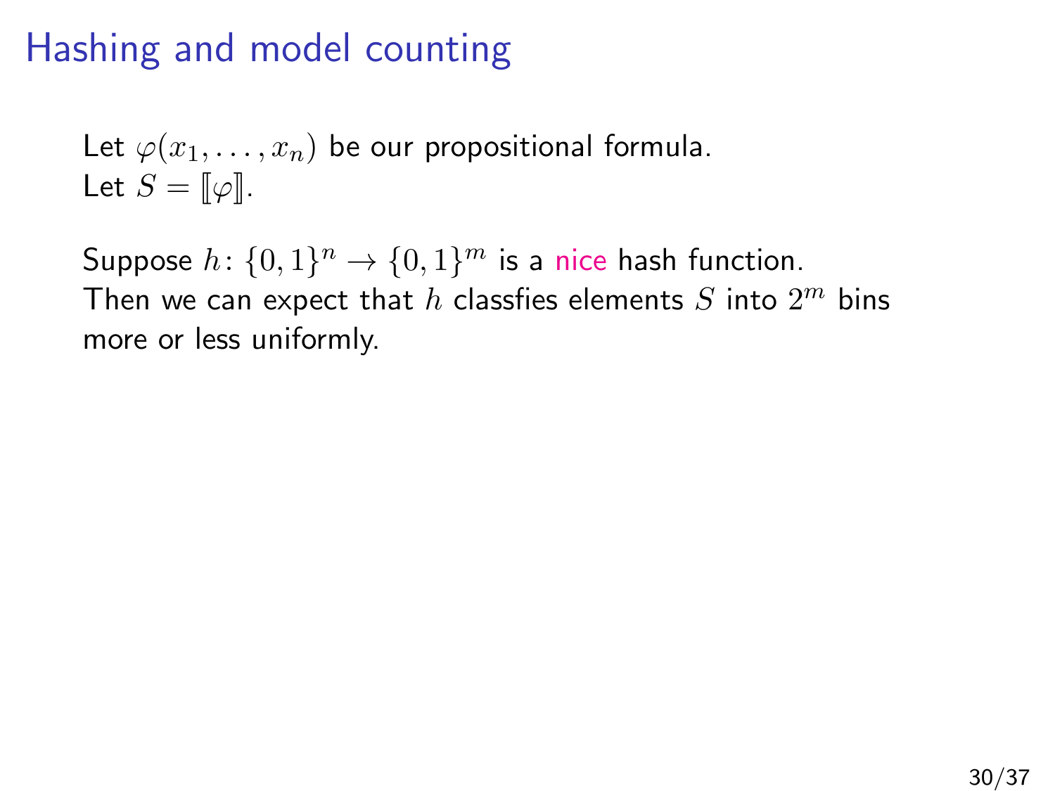# Hashing and model counting

Let $\varphi(x_1, \ldots, x_n)$ be our propositional formula.
Let $S = [\![\varphi]\!]$.

Suppose $h\colon \{0,1\}^n \to \{0,1\}^m$ is a nice hash function.
Then we can expect that $h$ classfies elements $S$ into $2^m$ bins more or less uniformly.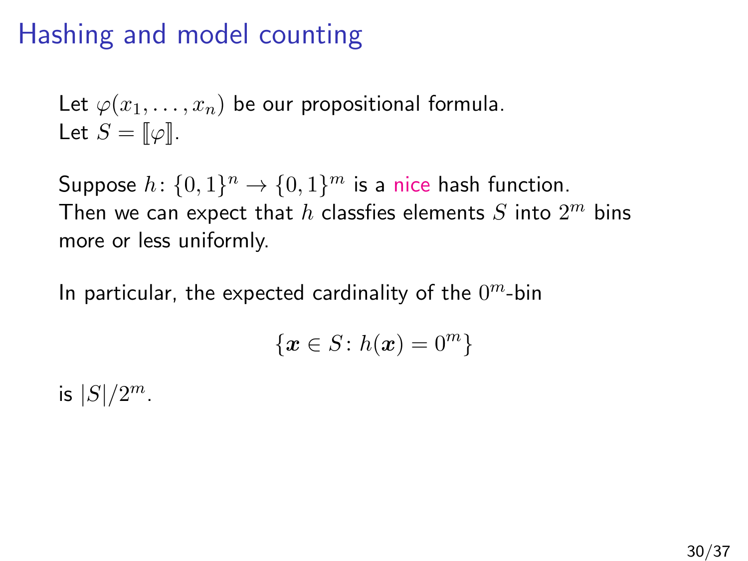# Hashing and model counting

Let $\varphi(x_1, \ldots, x_n)$ be our propositional formula.
Let $S = [\![\varphi]\!]$.

Suppose $h\colon \{0,1\}^n \to \{0,1\}^m$ is a nice hash function.
Then we can expect that $h$ classfies elements $S$ into $2^m$ bins more or less uniformly.

In particular, the expected cardinality of the $0^m$-bin

$$\{\boldsymbol{x} \in S \colon h(\boldsymbol{x}) = 0^m\}$$

is $|S|/2^m$.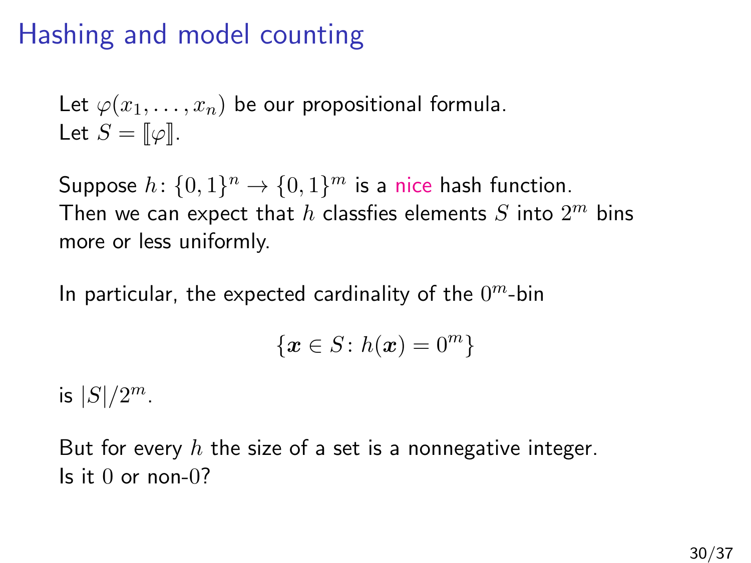# Hashing and model counting

Let $\varphi(x_1, \ldots, x_n)$ be our propositional formula.
Let $S = [\![\varphi]\!]$.

Suppose $h\colon \{0,1\}^n \to \{0,1\}^m$ is a nice hash function.
Then we can expect that $h$ classfies elements $S$ into $2^m$ bins more or less uniformly.

In particular, the expected cardinality of the $0^m$-bin

$$\{\boldsymbol{x} \in S \colon h(\boldsymbol{x}) = 0^m\}$$

is $|S|/2^m$.

But for every $h$ the size of a set is a nonnegative integer.
Is it $0$ or non-$0$?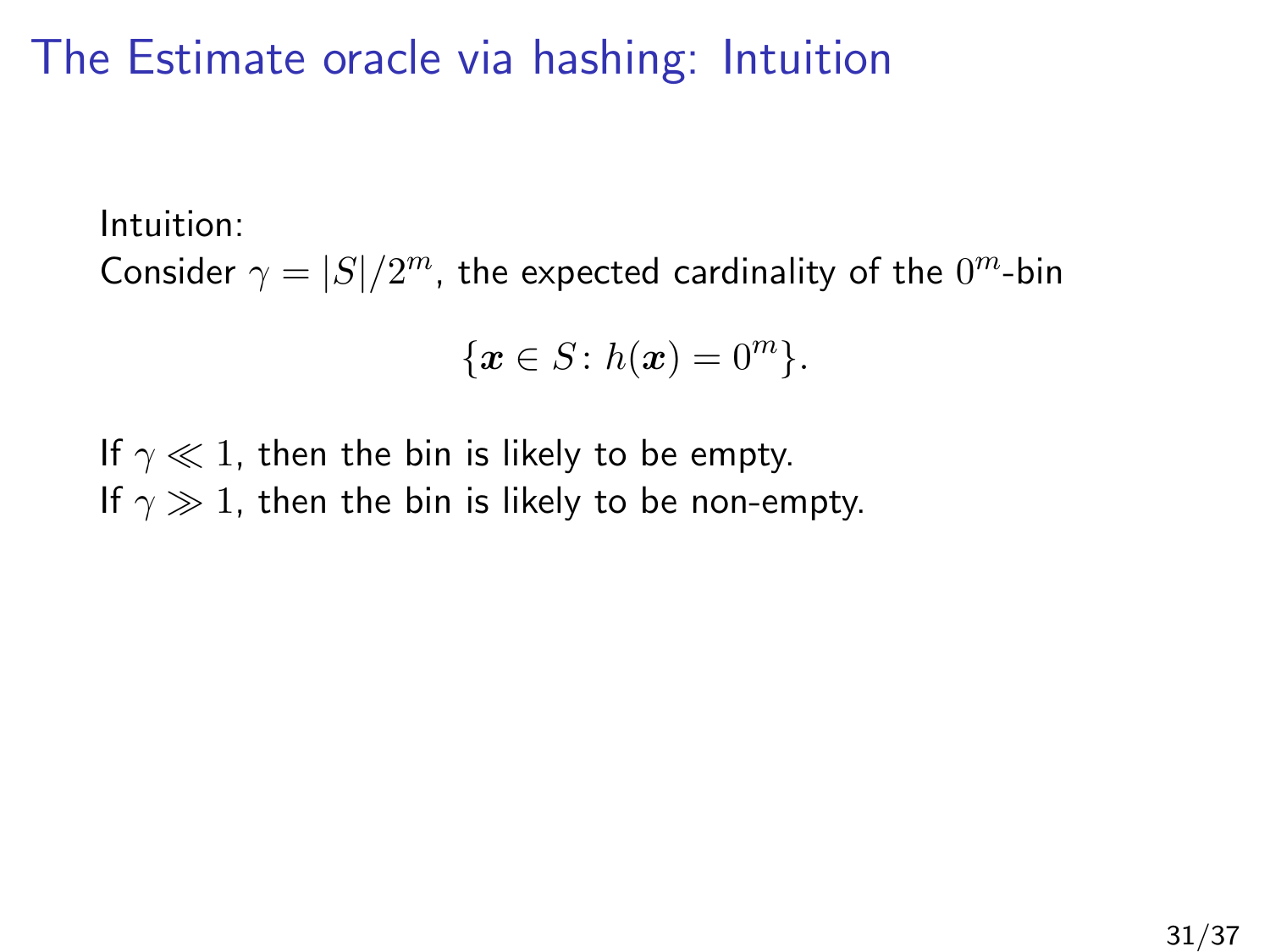# The Estimate oracle via hashing: Intuition

Intuition:
Consider $\gamma = |S|/2^m$, the expected cardinality of the $0^m$-bin

$$\{\boldsymbol{x} \in S \colon h(\boldsymbol{x}) = 0^m\}.$$

If $\gamma \ll 1$, then the bin is likely to be empty.
If $\gamma \gg 1$, then the bin is likely to be non-empty.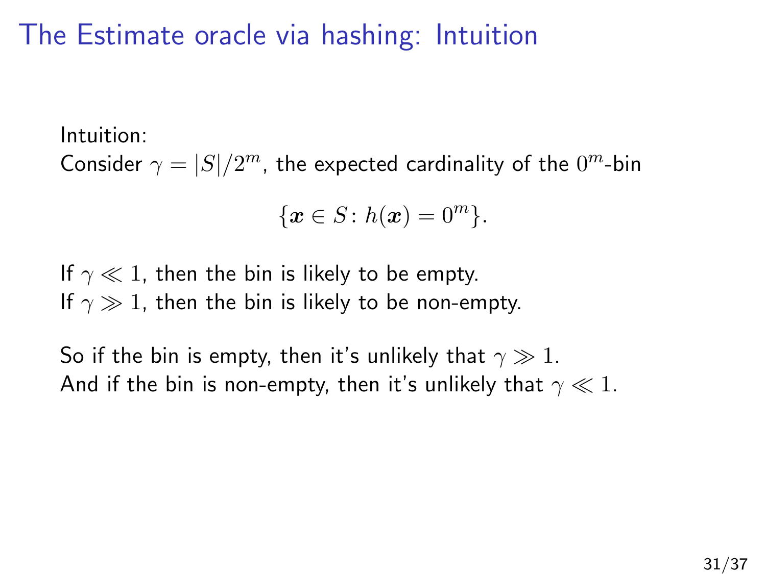# The Estimate oracle via hashing: Intuition

Intuition:
Consider $\gamma = |S|/2^m$, the expected cardinality of the $0^m$-bin

$$\{\boldsymbol{x} \in S\colon h(\boldsymbol{x}) = 0^m\}.$$

If $\gamma \ll 1$, then the bin is likely to be empty.
If $\gamma \gg 1$, then the bin is likely to be non-empty.

So if the bin is empty, then it's unlikely that $\gamma \gg 1$.
And if the bin is non-empty, then it's unlikely that $\gamma \ll 1$.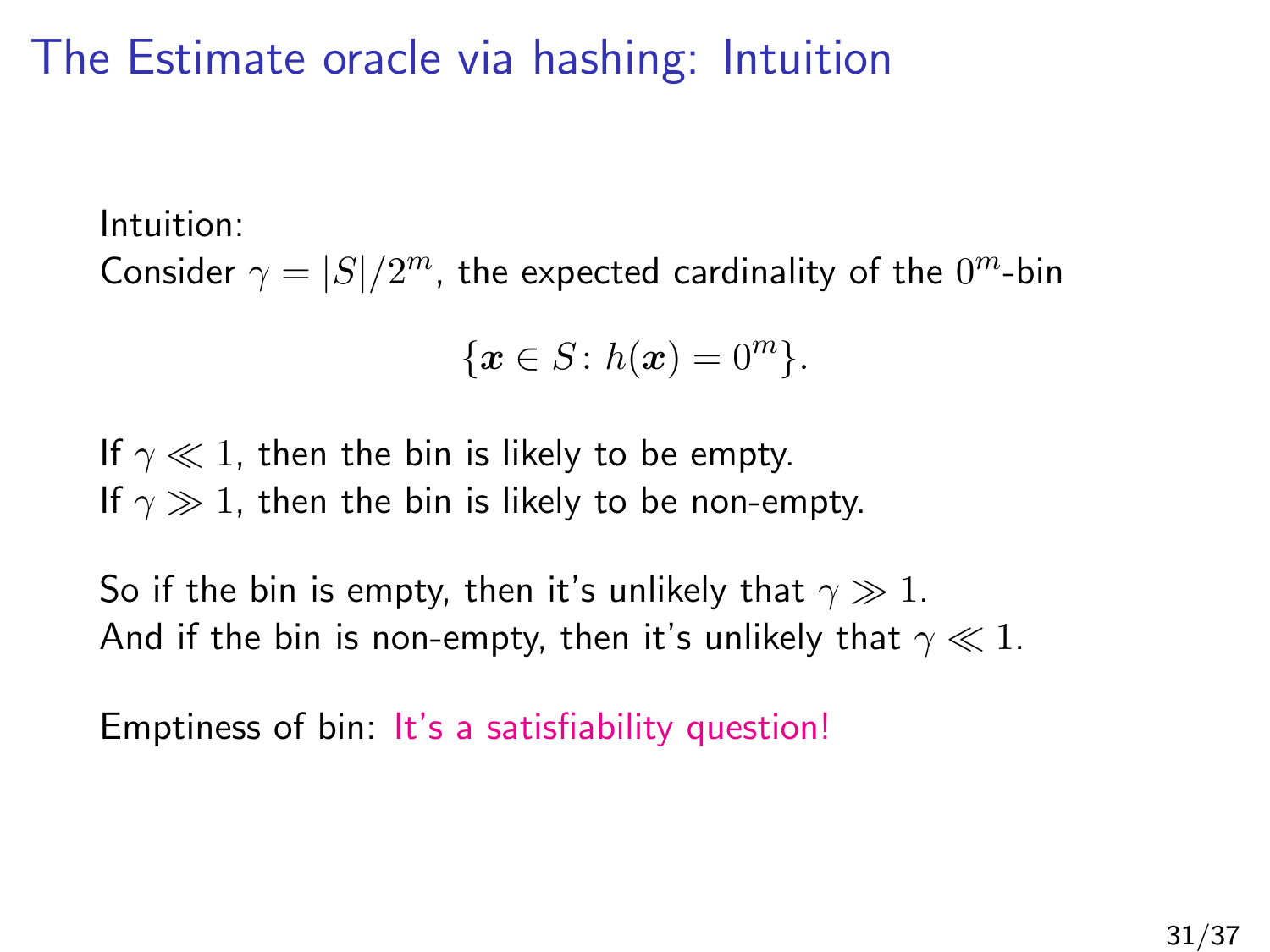# The Estimate oracle via hashing: Intuition

Intuition:
Consider $\gamma = |S|/2^m$, the expected cardinality of the $0^m$-bin

$$\{\boldsymbol{x} \in S \colon h(\boldsymbol{x}) = 0^m\}.$$

If $\gamma \ll 1$, then the bin is likely to be empty.
If $\gamma \gg 1$, then the bin is likely to be non-empty.

So if the bin is empty, then it's unlikely that $\gamma \gg 1$.
And if the bin is non-empty, then it's unlikely that $\gamma \ll 1$.

Emptiness of bin: It's a satisfiability question!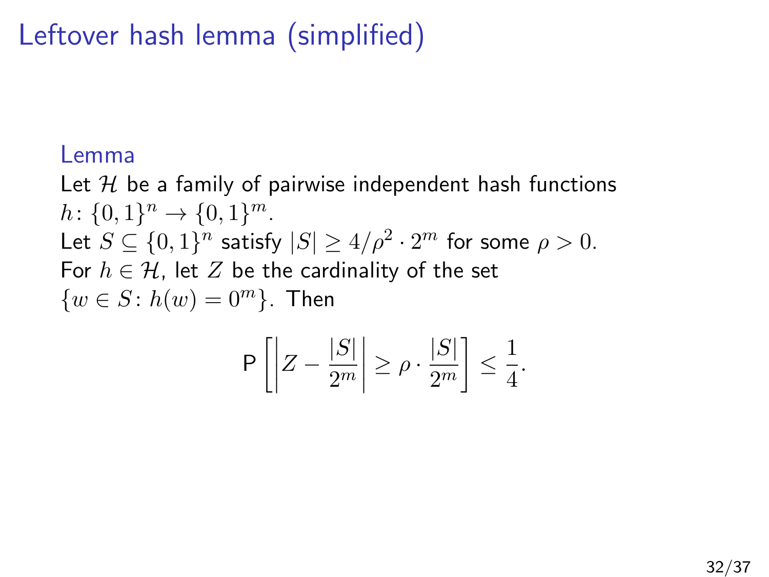# Leftover hash lemma (simplified)

**Lemma**

Let $\mathcal{H}$ be a family of pairwise independent hash functions $h\colon \{0,1\}^n \to \{0,1\}^m$.
Let $S \subseteq \{0,1\}^n$ satisfy $|S| \geq 4/\rho^2 \cdot 2^m$ for some $\rho > 0$.
For $h \in \mathcal{H}$, let $Z$ be the cardinality of the set $\{w \in S\colon h(w) = 0^m\}$. Then

$$\mathsf{P}\left[\left|Z - \frac{|S|}{2^m}\right| \geq \rho \cdot \frac{|S|}{2^m}\right] \leq \frac{1}{4}.$$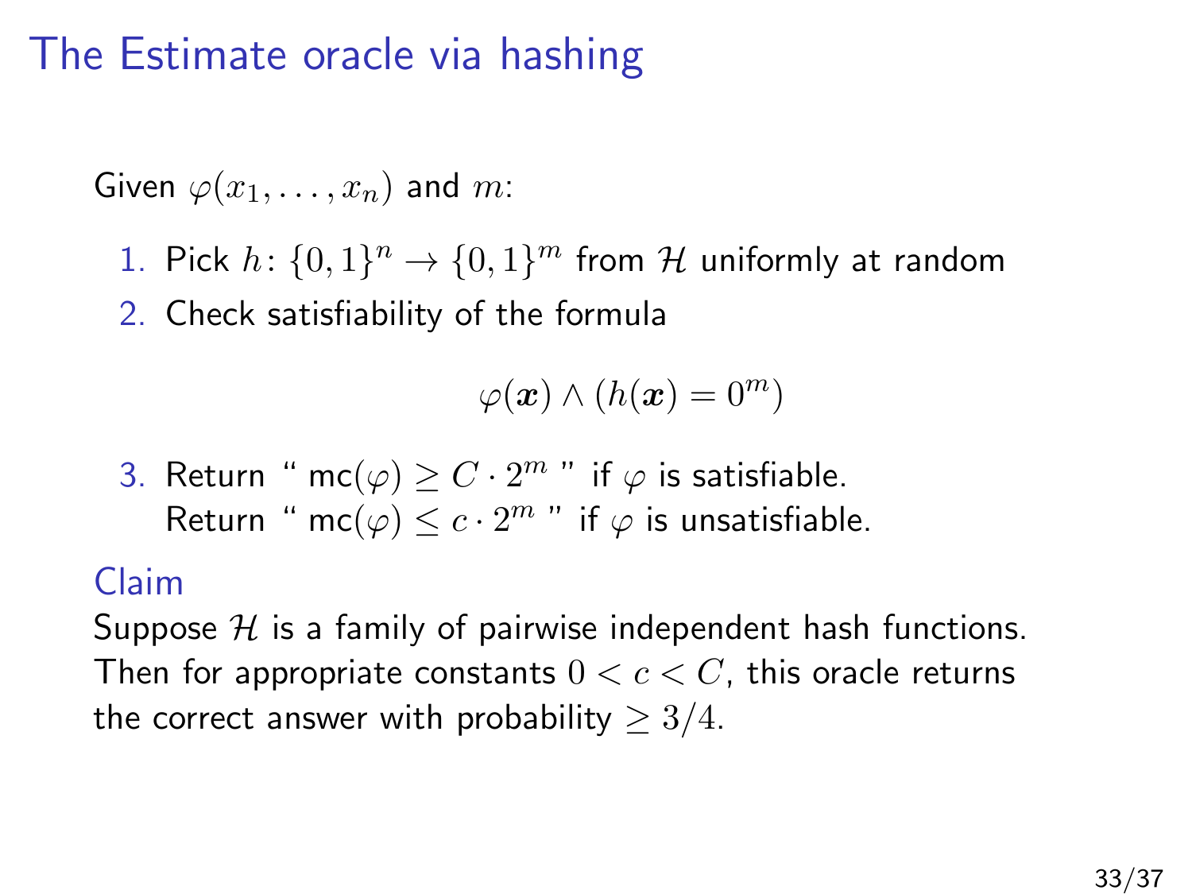# The Estimate oracle via hashing

Given $\varphi(x_1, \ldots, x_n)$ and $m$:

1. Pick $h\colon \{0,1\}^n \to \{0,1\}^m$ from $\mathcal{H}$ uniformly at random
2. Check satisfiability of the formula

$$\varphi(\boldsymbol{x}) \wedge (h(\boldsymbol{x}) = 0^m)$$

3. Return " $\mathsf{mc}(\varphi) \geq C \cdot 2^m$ " if $\varphi$ is satisfiable.
   Return " $\mathsf{mc}(\varphi) \leq c \cdot 2^m$ " if $\varphi$ is unsatisfiable.

## Claim

Suppose $\mathcal{H}$ is a family of pairwise independent hash functions. Then for appropriate constants $0 < c < C$, this oracle returns the correct answer with probability $\geq 3/4$.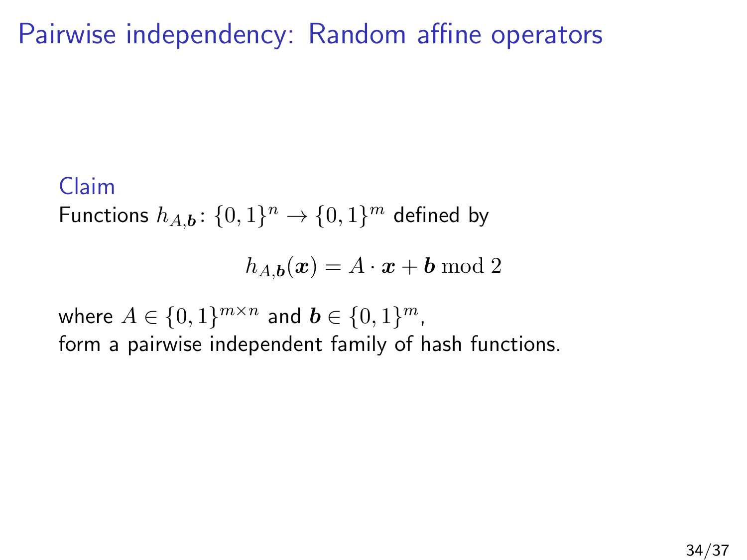# Pairwise independency: Random affine operators

**Claim**

Functions $h_{A,\boldsymbol{b}} \colon \{0,1\}^n \to \{0,1\}^m$ defined by

$$h_{A,\boldsymbol{b}}(\boldsymbol{x}) = A \cdot \boldsymbol{x} + \boldsymbol{b} \bmod 2$$

where $A \in \{0,1\}^{m \times n}$ and $\boldsymbol{b} \in \{0,1\}^m$,
form a pairwise independent family of hash functions.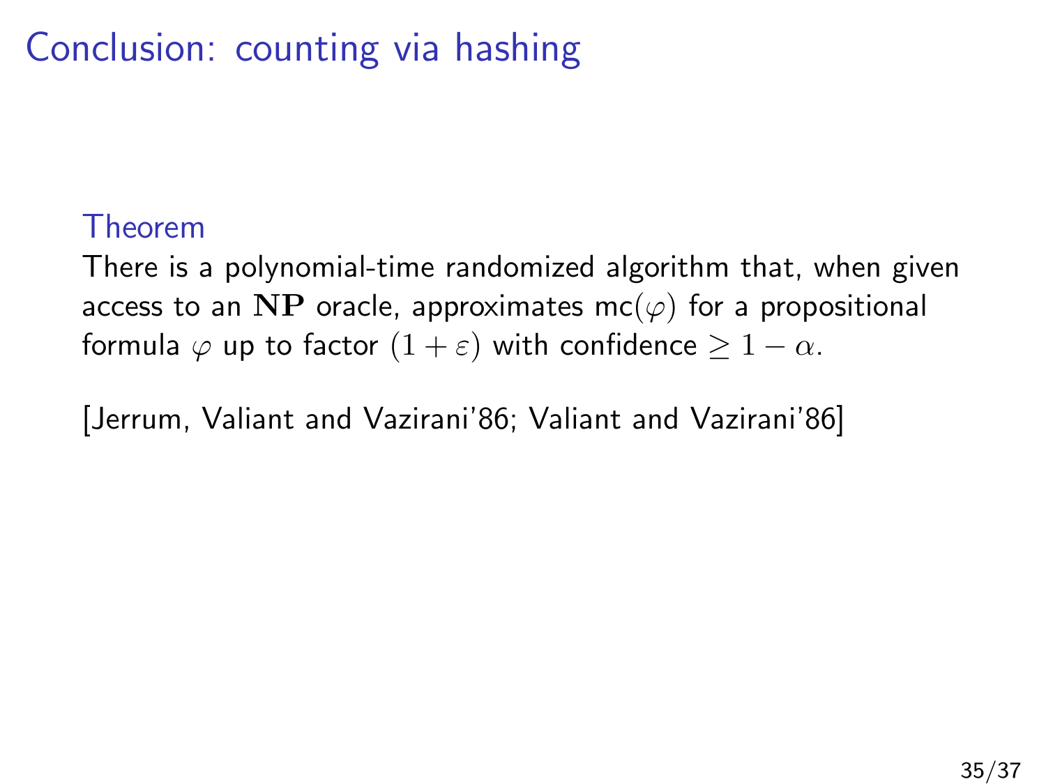# Conclusion: counting via hashing

### Theorem

There is a polynomial-time randomized algorithm that, when given access to an $\mathbf{NP}$ oracle, approximates $\mathsf{mc}(\varphi)$ for a propositional formula $\varphi$ up to factor $(1+\varepsilon)$ with confidence $\geq 1-\alpha$.

[Jerrum, Valiant and Vazirani'86; Valiant and Vazirani'86]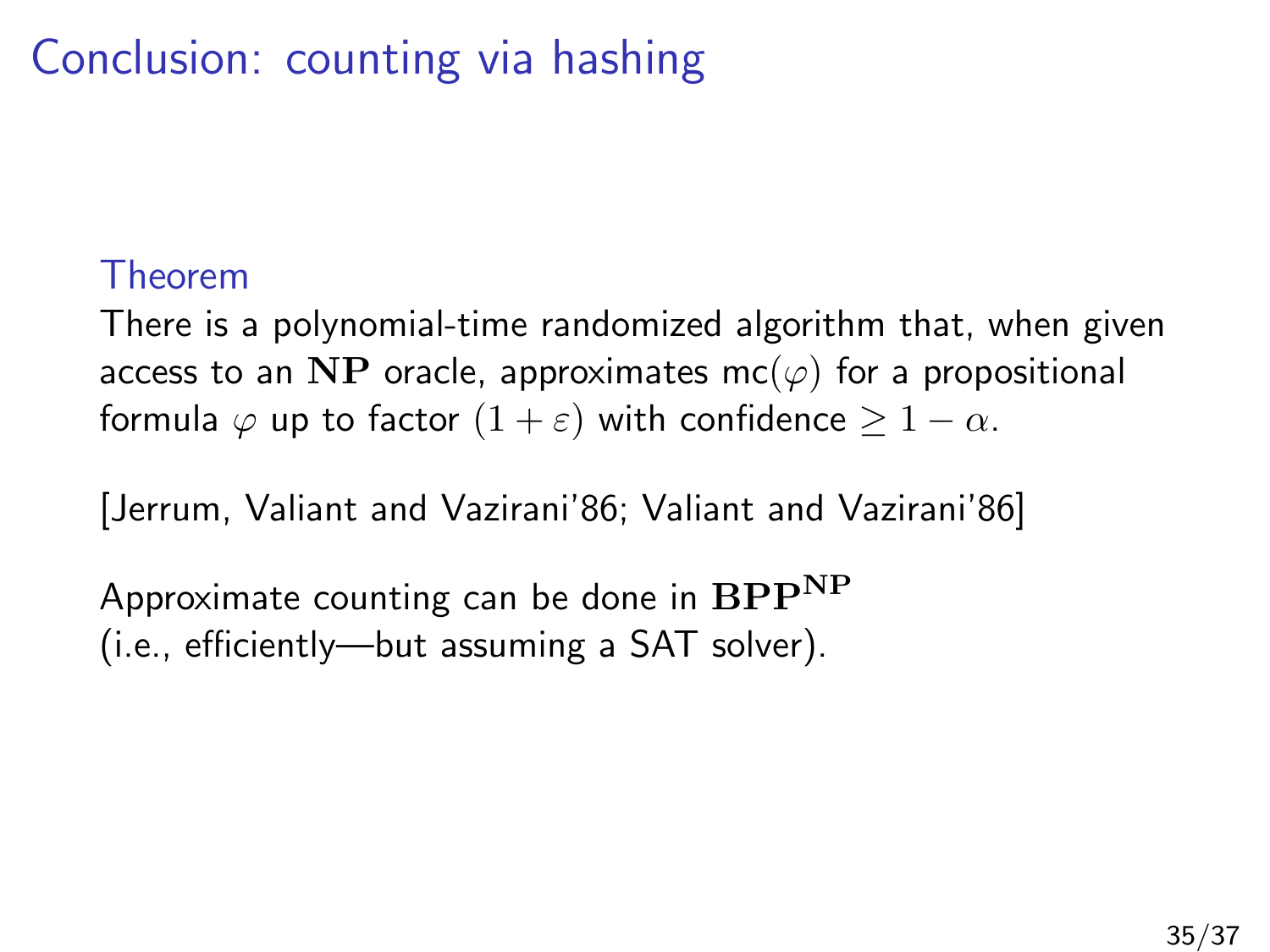# Conclusion: counting via hashing

### Theorem

There is a polynomial-time randomized algorithm that, when given access to an $\mathbf{NP}$ oracle, approximates $\mathsf{mc}(\varphi)$ for a propositional formula $\varphi$ up to factor $(1+\varepsilon)$ with confidence $\geq 1-\alpha$.

[Jerrum, Valiant and Vazirani'86; Valiant and Vazirani'86]

Approximate counting can be done in $\mathbf{BPP}^{\mathbf{NP}}$
(i.e., efficiently—but assuming a SAT solver).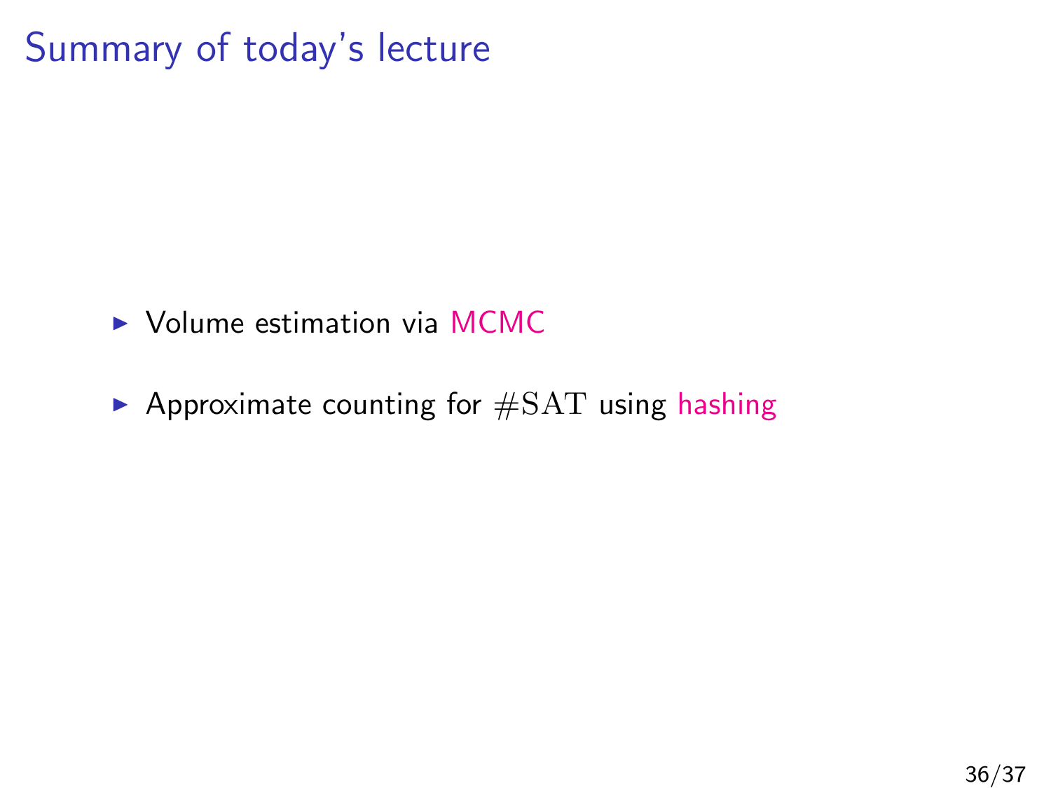# Summary of today's lecture

- Volume estimation via MCMC
- Approximate counting for $\#\mathrm{SAT}$ using hashing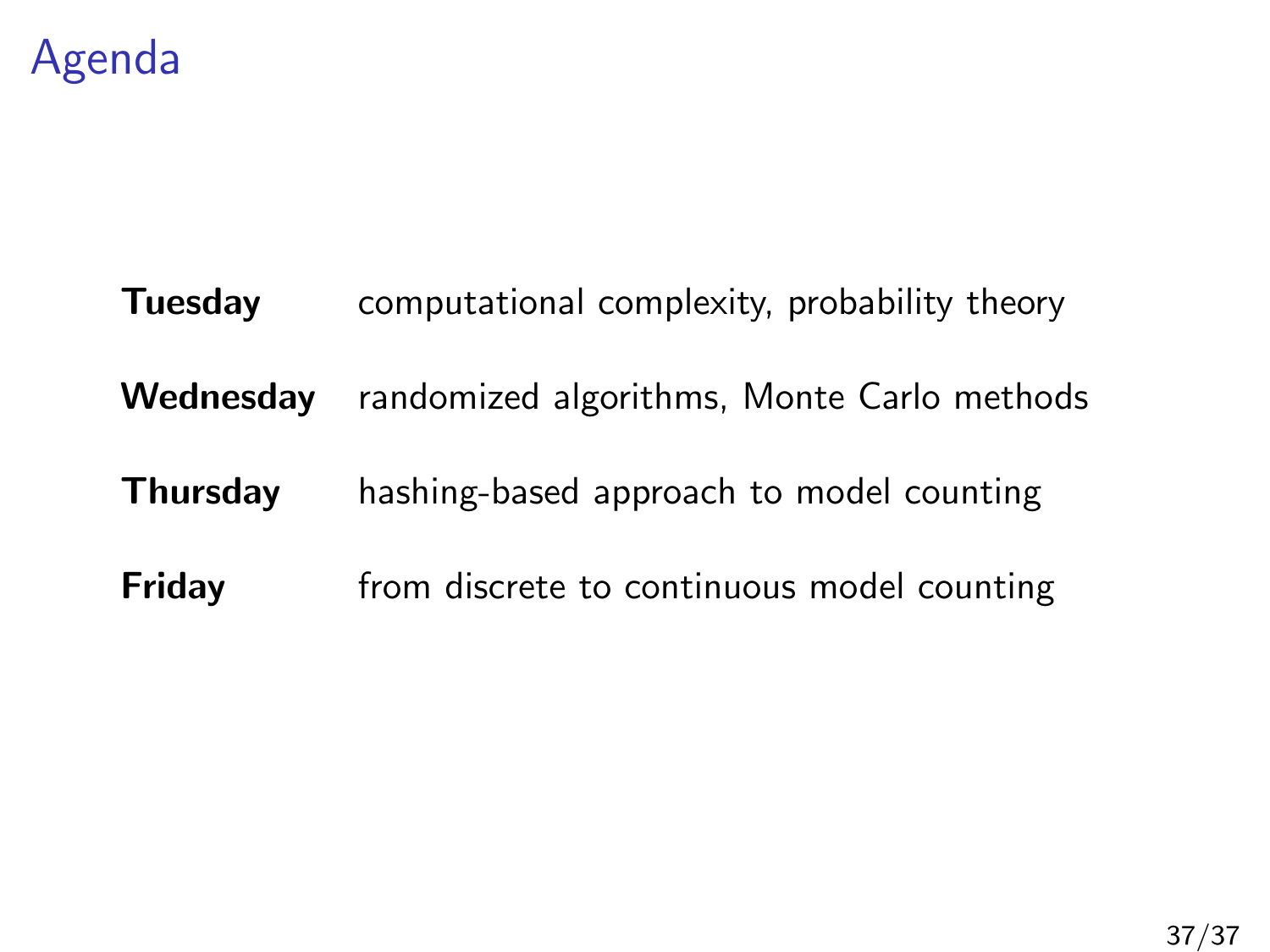# Agenda

| | |
|---|---|
| **Tuesday** | computational complexity, probability theory |
| **Wednesday** | randomized algorithms, Monte Carlo methods |
| **Thursday** | hashing-based approach to model counting |
| **Friday** | from discrete to continuous model counting |